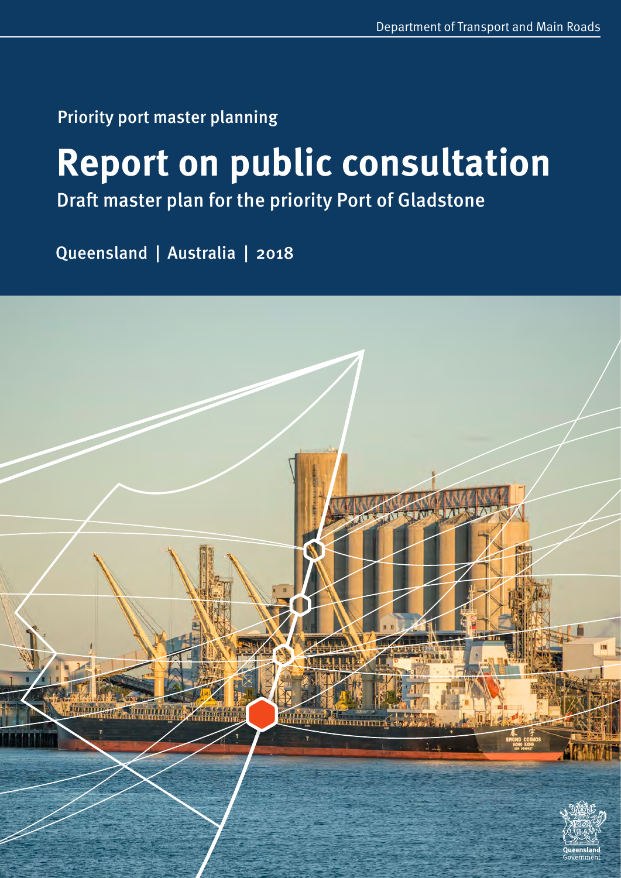Department of Transport and Main Roads

Priority port master planning

# Report on public consultation

## Draft master plan for the priority Port of Gladstone

Queensland | Australia | 2018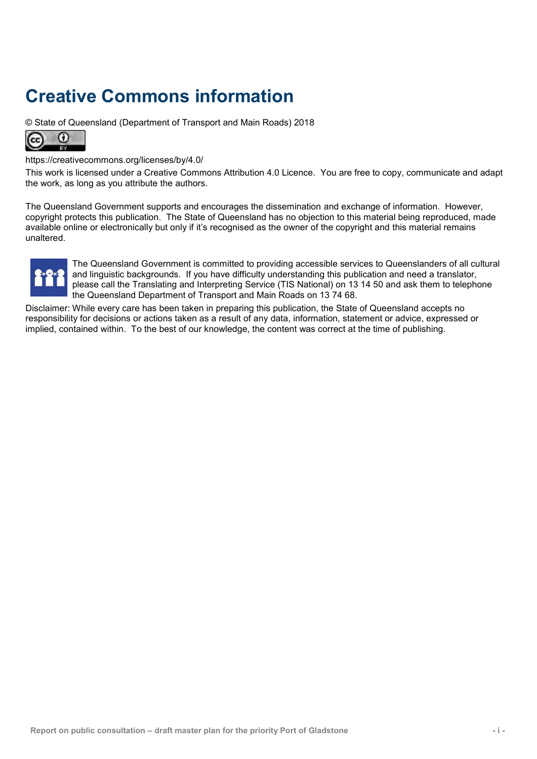# Creative Commons information

© State of Queensland (Department of Transport and Main Roads) 2018

https://creativecommons.org/licenses/by/4.0/

This work is licensed under a Creative Commons Attribution 4.0 Licence. You are free to copy, communicate and adapt the work, as long as you attribute the authors.

The Queensland Government supports and encourages the dissemination and exchange of information. However, copyright protects this publication. The State of Queensland has no objection to this material being reproduced, made available online or electronically but only if it's recognised as the owner of the copyright and this material remains unaltered.

The Queensland Government is committed to providing accessible services to Queenslanders of all cultural and linguistic backgrounds. If you have difficulty understanding this publication and need a translator, please call the Translating and Interpreting Service (TIS National) on 13 14 50 and ask them to telephone the Queensland Department of Transport and Main Roads on 13 74 68.

Disclaimer: While every care has been taken in preparing this publication, the State of Queensland accepts no responsibility for decisions or actions taken as a result of any data, information, statement or advice, expressed or implied, contained within. To the best of our knowledge, the content was correct at the time of publishing.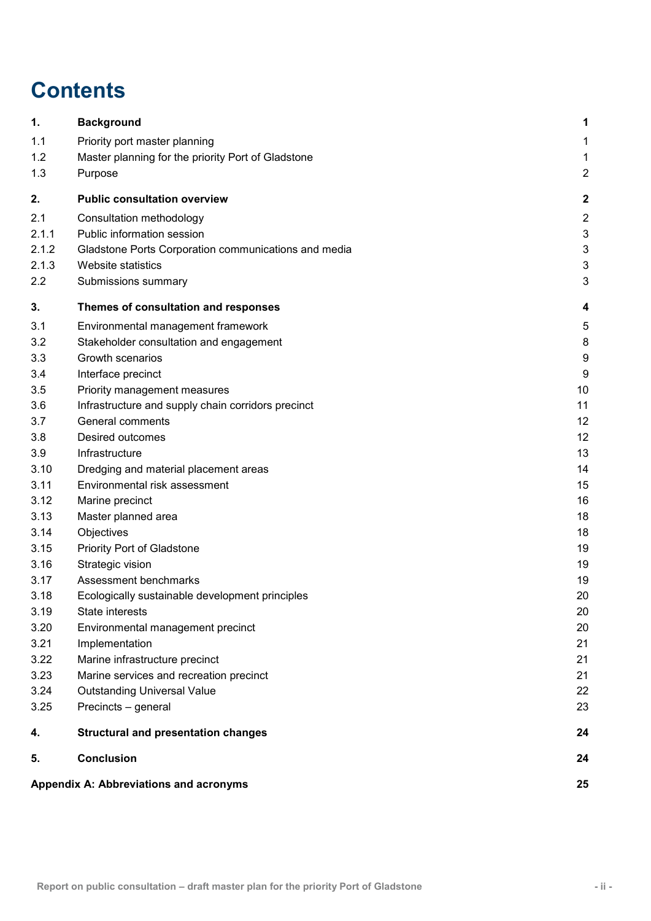# Contents

| | | |
|---|---|---|
| **1.** | **Background** | **1** |
| 1.1 | Priority port master planning | 1 |
| 1.2 | Master planning for the priority Port of Gladstone | 1 |
| 1.3 | Purpose | 2 |
| **2.** | **Public consultation overview** | **2** |
| 2.1 | Consultation methodology | 2 |
| 2.1.1 | Public information session | 3 |
| 2.1.2 | Gladstone Ports Corporation communications and media | 3 |
| 2.1.3 | Website statistics | 3 |
| 2.2 | Submissions summary | 3 |
| **3.** | **Themes of consultation and responses** | **4** |
| 3.1 | Environmental management framework | 5 |
| 3.2 | Stakeholder consultation and engagement | 8 |
| 3.3 | Growth scenarios | 9 |
| 3.4 | Interface precinct | 9 |
| 3.5 | Priority management measures | 10 |
| 3.6 | Infrastructure and supply chain corridors precinct | 11 |
| 3.7 | General comments | 12 |
| 3.8 | Desired outcomes | 12 |
| 3.9 | Infrastructure | 13 |
| 3.10 | Dredging and material placement areas | 14 |
| 3.11 | Environmental risk assessment | 15 |
| 3.12 | Marine precinct | 16 |
| 3.13 | Master planned area | 18 |
| 3.14 | Objectives | 18 |
| 3.15 | Priority Port of Gladstone | 19 |
| 3.16 | Strategic vision | 19 |
| 3.17 | Assessment benchmarks | 19 |
| 3.18 | Ecologically sustainable development principles | 20 |
| 3.19 | State interests | 20 |
| 3.20 | Environmental management precinct | 20 |
| 3.21 | Implementation | 21 |
| 3.22 | Marine infrastructure precinct | 21 |
| 3.23 | Marine services and recreation precinct | 21 |
| 3.24 | Outstanding Universal Value | 22 |
| 3.25 | Precincts – general | 23 |
| **4.** | **Structural and presentation changes** | **24** |
| **5.** | **Conclusion** | **24** |
| **Appendix A: Abbreviations and acronyms** | | **25** |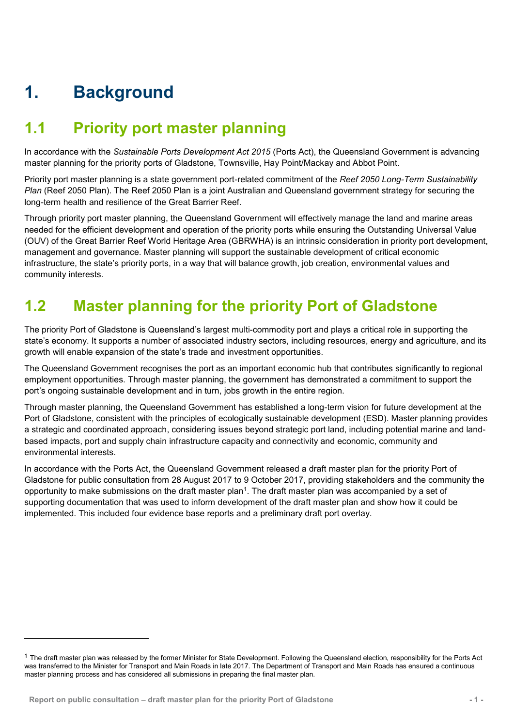# 1. Background

## 1.1 Priority port master planning

In accordance with the *Sustainable Ports Development Act 2015* (Ports Act), the Queensland Government is advancing master planning for the priority ports of Gladstone, Townsville, Hay Point/Mackay and Abbot Point.

Priority port master planning is a state government port-related commitment of the *Reef 2050 Long-Term Sustainability Plan* (Reef 2050 Plan). The Reef 2050 Plan is a joint Australian and Queensland government strategy for securing the long-term health and resilience of the Great Barrier Reef.

Through priority port master planning, the Queensland Government will effectively manage the land and marine areas needed for the efficient development and operation of the priority ports while ensuring the Outstanding Universal Value (OUV) of the Great Barrier Reef World Heritage Area (GBRWHA) is an intrinsic consideration in priority port development, management and governance. Master planning will support the sustainable development of critical economic infrastructure, the state's priority ports, in a way that will balance growth, job creation, environmental values and community interests.

## 1.2 Master planning for the priority Port of Gladstone

The priority Port of Gladstone is Queensland's largest multi-commodity port and plays a critical role in supporting the state's economy. It supports a number of associated industry sectors, including resources, energy and agriculture, and its growth will enable expansion of the state's trade and investment opportunities.

The Queensland Government recognises the port as an important economic hub that contributes significantly to regional employment opportunities. Through master planning, the government has demonstrated a commitment to support the port's ongoing sustainable development and in turn, jobs growth in the entire region.

Through master planning, the Queensland Government has established a long-term vision for future development at the Port of Gladstone, consistent with the principles of ecologically sustainable development (ESD). Master planning provides a strategic and coordinated approach, considering issues beyond strategic port land, including potential marine and land-based impacts, port and supply chain infrastructure capacity and connectivity and economic, community and environmental interests.

In accordance with the Ports Act, the Queensland Government released a draft master plan for the priority Port of Gladstone for public consultation from 28 August 2017 to 9 October 2017, providing stakeholders and the community the opportunity to make submissions on the draft master plan[1]. The draft master plan was accompanied by a set of supporting documentation that was used to inform development of the draft master plan and show how it could be implemented. This included four evidence base reports and a preliminary draft port overlay.

[1] The draft master plan was released by the former Minister for State Development. Following the Queensland election, responsibility for the Ports Act was transferred to the Minister for Transport and Main Roads in late 2017. The Department of Transport and Main Roads has ensured a continuous master planning process and has considered all submissions in preparing the final master plan.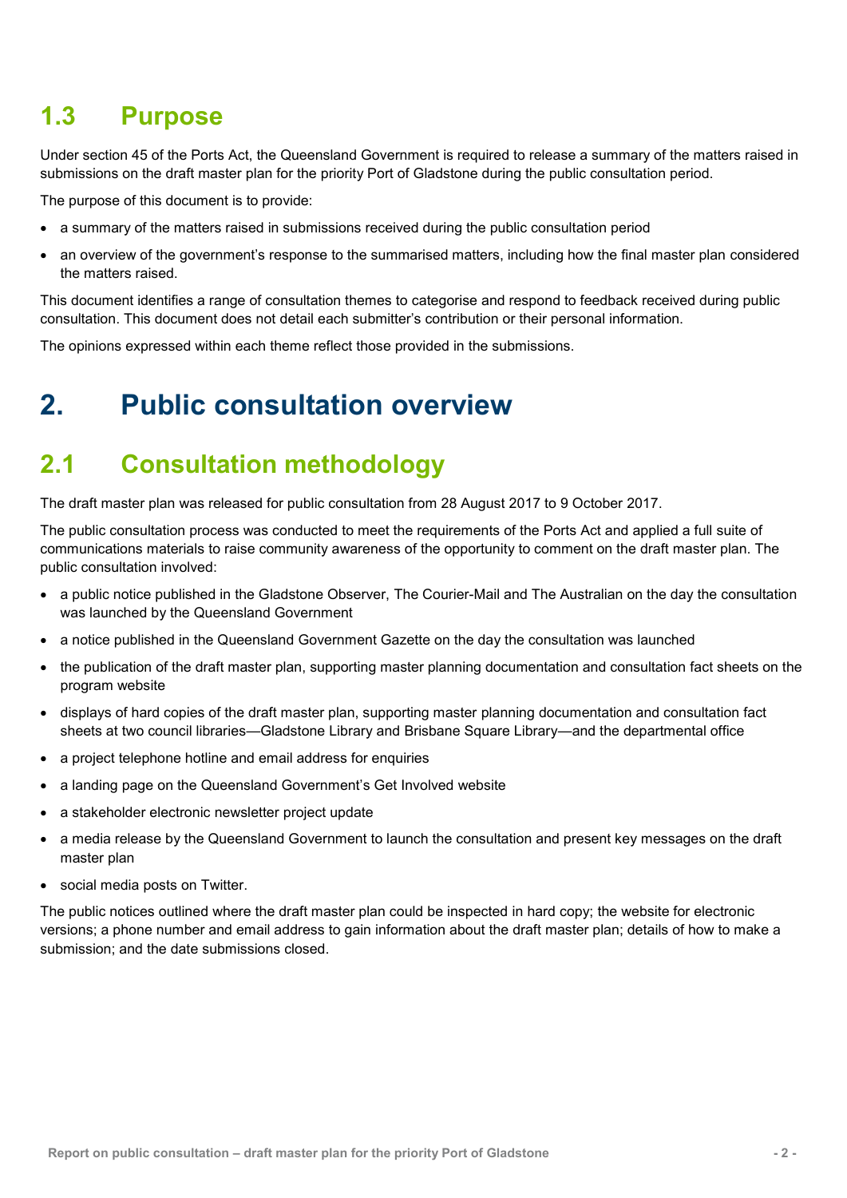## 1.3 Purpose

Under section 45 of the Ports Act, the Queensland Government is required to release a summary of the matters raised in submissions on the draft master plan for the priority Port of Gladstone during the public consultation period.

The purpose of this document is to provide:

- a summary of the matters raised in submissions received during the public consultation period
- an overview of the government's response to the summarised matters, including how the final master plan considered the matters raised.

This document identifies a range of consultation themes to categorise and respond to feedback received during public consultation. This document does not detail each submitter's contribution or their personal information.

The opinions expressed within each theme reflect those provided in the submissions.

# 2. Public consultation overview

## 2.1 Consultation methodology

The draft master plan was released for public consultation from 28 August 2017 to 9 October 2017.

The public consultation process was conducted to meet the requirements of the Ports Act and applied a full suite of communications materials to raise community awareness of the opportunity to comment on the draft master plan. The public consultation involved:

- a public notice published in the Gladstone Observer, The Courier-Mail and The Australian on the day the consultation was launched by the Queensland Government
- a notice published in the Queensland Government Gazette on the day the consultation was launched
- the publication of the draft master plan, supporting master planning documentation and consultation fact sheets on the program website
- displays of hard copies of the draft master plan, supporting master planning documentation and consultation fact sheets at two council libraries—Gladstone Library and Brisbane Square Library—and the departmental office
- a project telephone hotline and email address for enquiries
- a landing page on the Queensland Government's Get Involved website
- a stakeholder electronic newsletter project update
- a media release by the Queensland Government to launch the consultation and present key messages on the draft master plan
- social media posts on Twitter.

The public notices outlined where the draft master plan could be inspected in hard copy; the website for electronic versions; a phone number and email address to gain information about the draft master plan; details of how to make a submission; and the date submissions closed.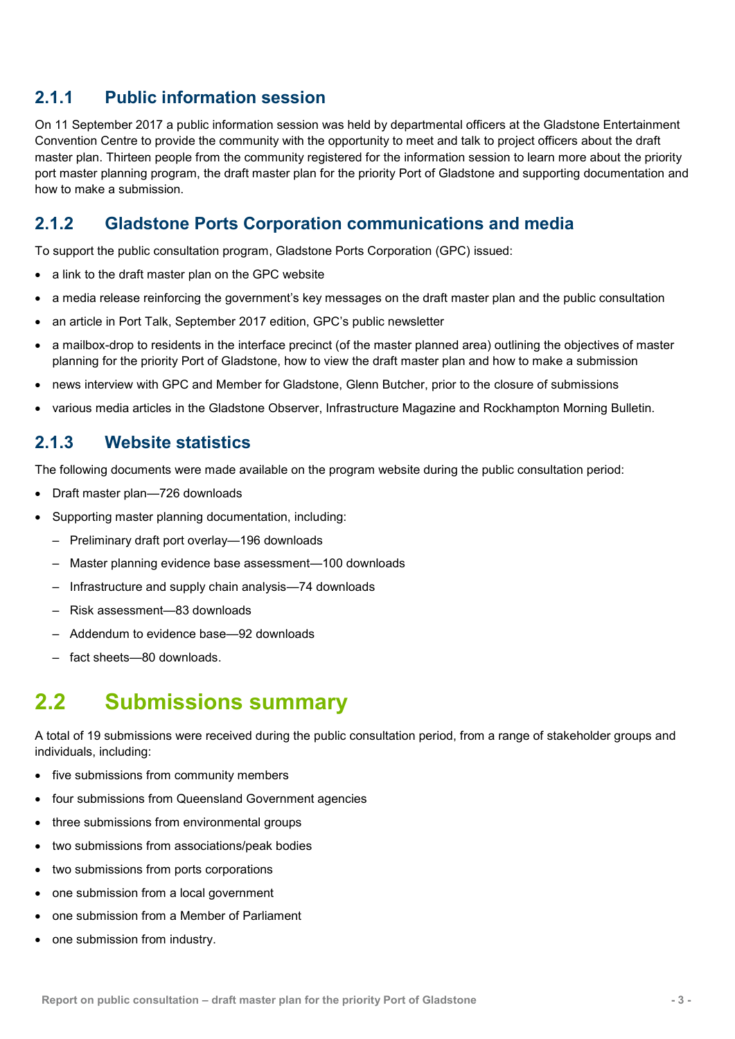### 2.1.1 Public information session

On 11 September 2017 a public information session was held by departmental officers at the Gladstone Entertainment Convention Centre to provide the community with the opportunity to meet and talk to project officers about the draft master plan. Thirteen people from the community registered for the information session to learn more about the priority port master planning program, the draft master plan for the priority Port of Gladstone and supporting documentation and how to make a submission.

### 2.1.2 Gladstone Ports Corporation communications and media

To support the public consultation program, Gladstone Ports Corporation (GPC) issued:

- a link to the draft master plan on the GPC website
- a media release reinforcing the government's key messages on the draft master plan and the public consultation
- an article in Port Talk, September 2017 edition, GPC's public newsletter
- a mailbox-drop to residents in the interface precinct (of the master planned area) outlining the objectives of master planning for the priority Port of Gladstone, how to view the draft master plan and how to make a submission
- news interview with GPC and Member for Gladstone, Glenn Butcher, prior to the closure of submissions
- various media articles in the Gladstone Observer, Infrastructure Magazine and Rockhampton Morning Bulletin.

### 2.1.3 Website statistics

The following documents were made available on the program website during the public consultation period:

- Draft master plan—726 downloads
- Supporting master planning documentation, including:
  - Preliminary draft port overlay—196 downloads
  - Master planning evidence base assessment—100 downloads
  - Infrastructure and supply chain analysis—74 downloads
  - Risk assessment—83 downloads
  - Addendum to evidence base—92 downloads
  - fact sheets—80 downloads.

## 2.2 Submissions summary

A total of 19 submissions were received during the public consultation period, from a range of stakeholder groups and individuals, including:

- five submissions from community members
- four submissions from Queensland Government agencies
- three submissions from environmental groups
- two submissions from associations/peak bodies
- two submissions from ports corporations
- one submission from a local government
- one submission from a Member of Parliament
- one submission from industry.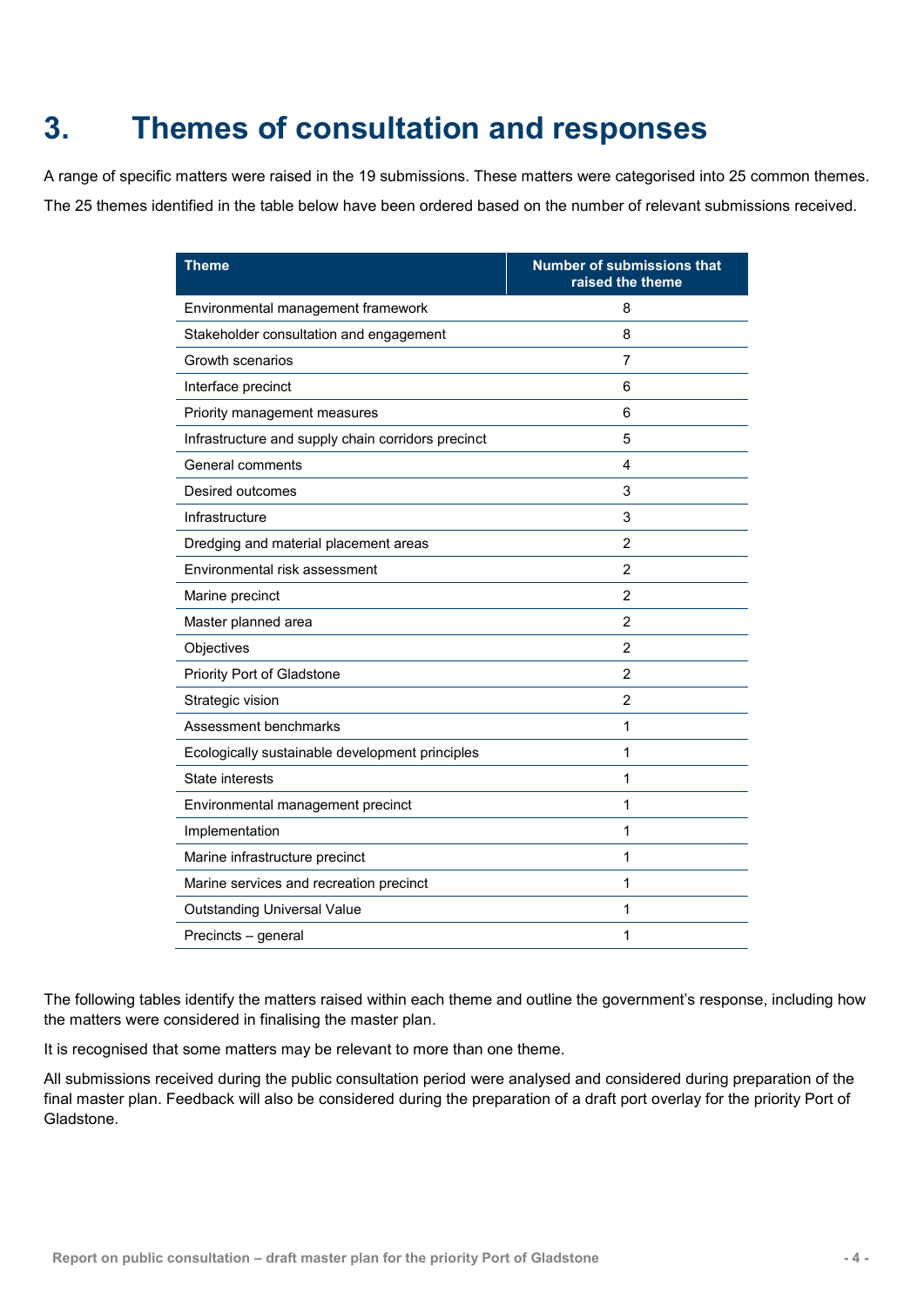# 3. Themes of consultation and responses

A range of specific matters were raised in the 19 submissions. These matters were categorised into 25 common themes.

The 25 themes identified in the table below have been ordered based on the number of relevant submissions received.

| Theme | Number of submissions that raised the theme |
|---|---|
| Environmental management framework | 8 |
| Stakeholder consultation and engagement | 8 |
| Growth scenarios | 7 |
| Interface precinct | 6 |
| Priority management measures | 6 |
| Infrastructure and supply chain corridors precinct | 5 |
| General comments | 4 |
| Desired outcomes | 3 |
| Infrastructure | 3 |
| Dredging and material placement areas | 2 |
| Environmental risk assessment | 2 |
| Marine precinct | 2 |
| Master planned area | 2 |
| Objectives | 2 |
| Priority Port of Gladstone | 2 |
| Strategic vision | 2 |
| Assessment benchmarks | 1 |
| Ecologically sustainable development principles | 1 |
| State interests | 1 |
| Environmental management precinct | 1 |
| Implementation | 1 |
| Marine infrastructure precinct | 1 |
| Marine services and recreation precinct | 1 |
| Outstanding Universal Value | 1 |
| Precincts – general | 1 |

The following tables identify the matters raised within each theme and outline the government's response, including how the matters were considered in finalising the master plan.

It is recognised that some matters may be relevant to more than one theme.

All submissions received during the public consultation period were analysed and considered during preparation of the final master plan. Feedback will also be considered during the preparation of a draft port overlay for the priority Port of Gladstone.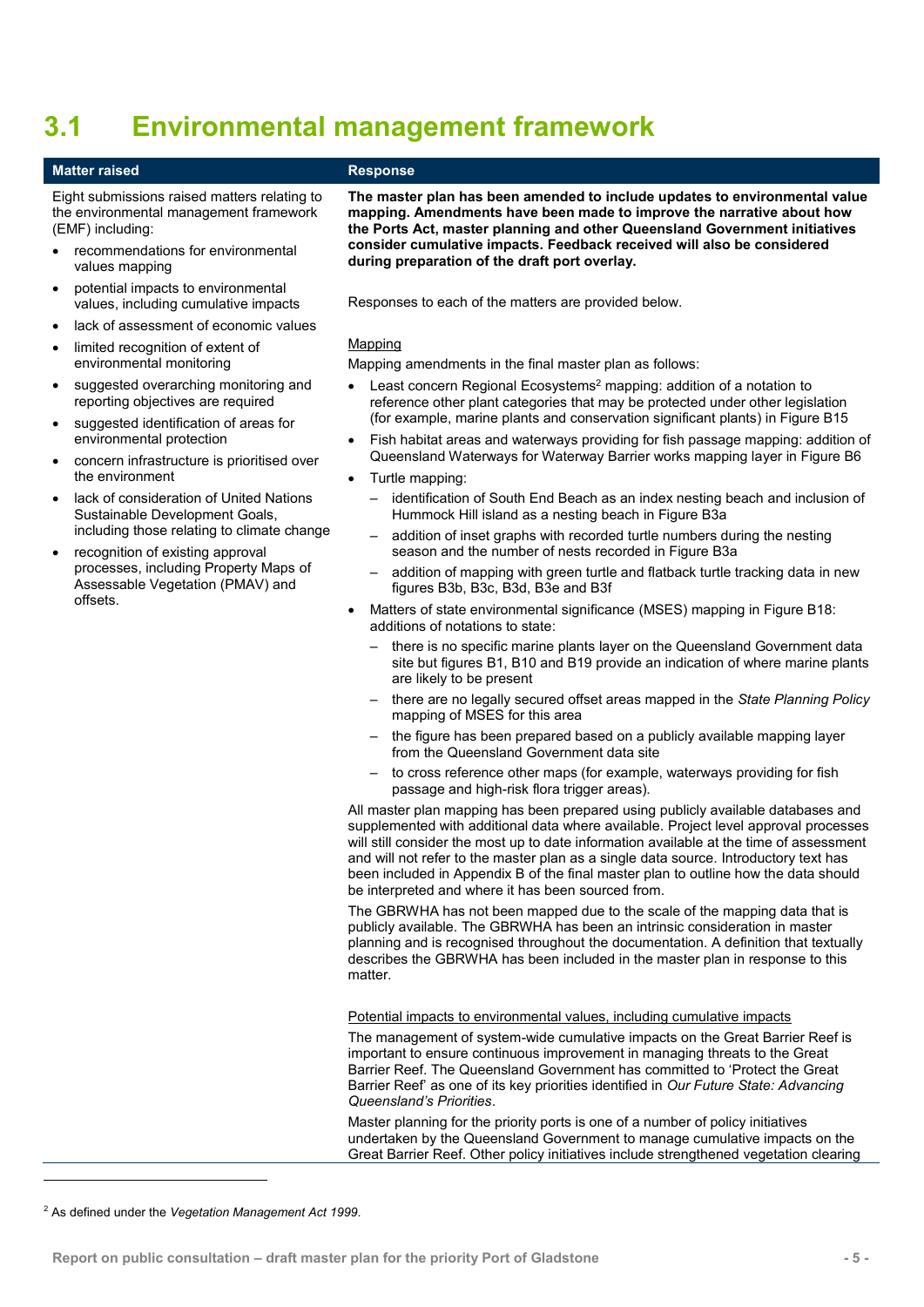## 3.1 Environmental management framework

| Matter raised | Response |
| --- | --- |
| Eight submissions raised matters relating to the environmental management framework (EMF) including:<br>• recommendations for environmental values mapping<br>• potential impacts to environmental values, including cumulative impacts<br>• lack of assessment of economic values<br>• limited recognition of extent of environmental monitoring<br>• suggested overarching monitoring and reporting objectives are required<br>• suggested identification of areas for environmental protection<br>• concern infrastructure is prioritised over the environment<br>• lack of consideration of United Nations Sustainable Development Goals, including those relating to climate change<br>• recognition of existing approval processes, including Property Maps of Assessable Vegetation (PMAV) and offsets. | **The master plan has been amended to include updates to environmental value mapping. Amendments have been made to improve the narrative about how the Ports Act, master planning and other Queensland Government initiatives consider cumulative impacts. Feedback received will also be considered during preparation of the draft port overlay.**<br><br>Responses to each of the matters are provided below.<br><br><u>Mapping</u><br>Mapping amendments in the final master plan as follows:<br>• Least concern Regional Ecosystems[2] mapping: addition of a notation to reference other plant categories that may be protected under other legislation (for example, marine plants and conservation significant plants) in Figure B15<br>• Fish habitat areas and waterways providing for fish passage mapping: addition of Queensland Waterways for Waterway Barrier works mapping layer in Figure B6<br>• Turtle mapping:<br>  – identification of South End Beach as an index nesting beach and inclusion of Hummock Hill island as a nesting beach in Figure B3a<br>  – addition of inset graphs with recorded turtle numbers during the nesting season and the number of nests recorded in Figure B3a<br>  – addition of mapping with green turtle and flatback turtle tracking data in new figures B3b, B3c, B3d, B3e and B3f<br>• Matters of state environmental significance (MSES) mapping in Figure B18: additions of notations to state:<br>  – there is no specific marine plants layer on the Queensland Government data site but figures B1, B10 and B19 provide an indication of where marine plants are likely to be present<br>  – there are no legally secured offset areas mapped in the *State Planning Policy* mapping of MSES for this area<br>  – the figure has been prepared based on a publicly available mapping layer from the Queensland Government data site<br>  – to cross reference other maps (for example, waterways providing for fish passage and high-risk flora trigger areas).<br><br>All master plan mapping has been prepared using publicly available databases and supplemented with additional data where available. Project level approval processes will still consider the most up to date information available at the time of assessment and will not refer to the master plan as a single data source. Introductory text has been included in Appendix B of the final master plan to outline how the data should be interpreted and where it has been sourced from.<br><br>The GBRWHA has not been mapped due to the scale of the mapping data that is publicly available. The GBRWHA has been an intrinsic consideration in master planning and is recognised throughout the documentation. A definition that textually describes the GBRWHA has been included in the master plan in response to this matter.<br><br><u>Potential impacts to environmental values, including cumulative impacts</u><br>The management of system-wide cumulative impacts on the Great Barrier Reef is important to ensure continuous improvement in managing threats to the Great Barrier Reef. The Queensland Government has committed to 'Protect the Great Barrier Reef' as one of its key priorities identified in *Our Future State: Advancing Queensland's Priorities*.<br><br>Master planning for the priority ports is one of a number of policy initiatives undertaken by the Queensland Government to manage cumulative impacts on the Great Barrier Reef. Other policy initiatives include strengthened vegetation clearing |

[2] As defined under the *Vegetation Management Act 1999*.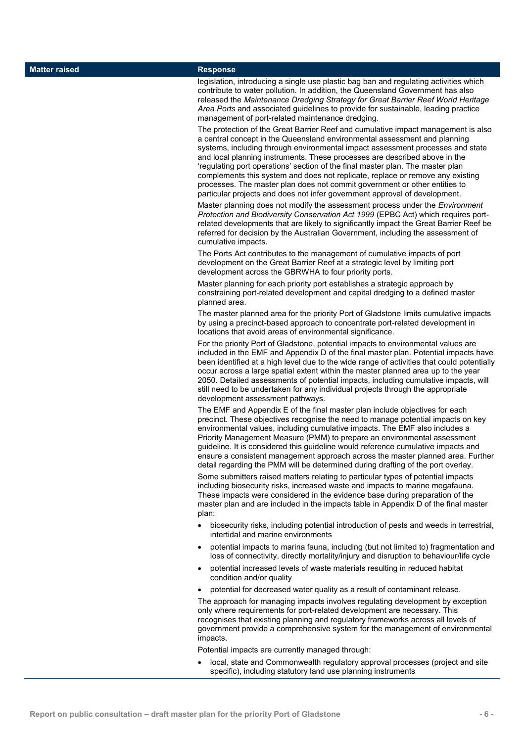| Matter raised | Response |
|---|---|
| | legislation, introducing a single use plastic bag ban and regulating activities which contribute to water pollution. In addition, the Queensland Government has also released the *Maintenance Dredging Strategy for Great Barrier Reef World Heritage Area Ports* and associated guidelines to provide for sustainable, leading practice management of port-related maintenance dredging.<br><br>The protection of the Great Barrier Reef and cumulative impact management is also a central concept in the Queensland environmental assessment and planning systems, including through environmental impact assessment processes and state and local planning instruments. These processes are described above in the 'regulating port operations' section of the final master plan. The master plan complements this system and does not replicate, replace or remove any existing processes. The master plan does not commit government or other entities to particular projects and does not infer government approval of development.<br><br>Master planning does not modify the assessment process under the *Environment Protection and Biodiversity Conservation Act 1999* (EPBC Act) which requires port-related developments that are likely to significantly impact the Great Barrier Reef be referred for decision by the Australian Government, including the assessment of cumulative impacts.<br><br>The Ports Act contributes to the management of cumulative impacts of port development on the Great Barrier Reef at a strategic level by limiting port development across the GBRWHA to four priority ports.<br><br>Master planning for each priority port establishes a strategic approach by constraining port-related development and capital dredging to a defined master planned area.<br><br>The master planned area for the priority Port of Gladstone limits cumulative impacts by using a precinct-based approach to concentrate port-related development in locations that avoid areas of environmental significance.<br><br>For the priority Port of Gladstone, potential impacts to environmental values are included in the EMF and Appendix D of the final master plan. Potential impacts have been identified at a high level due to the wide range of activities that could potentially occur across a large spatial extent within the master planned area up to the year 2050. Detailed assessments of potential impacts, including cumulative impacts, will still need to be undertaken for any individual projects through the appropriate development assessment pathways.<br><br>The EMF and Appendix E of the final master plan include objectives for each precinct. These objectives recognise the need to manage potential impacts on key environmental values, including cumulative impacts. The EMF also includes a Priority Management Measure (PMM) to prepare an environmental assessment guideline. It is considered this guideline would reference cumulative impacts and ensure a consistent management approach across the master planned area. Further detail regarding the PMM will be determined during drafting of the port overlay.<br><br>Some submitters raised matters relating to particular types of potential impacts including biosecurity risks, increased waste and impacts to marine megafauna. These impacts were considered in the evidence base during preparation of the master plan and are included in the impacts table in Appendix D of the final master plan:<br><br>• biosecurity risks, including potential introduction of pests and weeds in terrestrial, intertidal and marine environments<br>• potential impacts to marina fauna, including (but not limited to) fragmentation and loss of connectivity, directly mortality/injury and disruption to behaviour/life cycle<br>• potential increased levels of waste materials resulting in reduced habitat condition and/or quality<br>• potential for decreased water quality as a result of contaminant release.<br><br>The approach for managing impacts involves regulating development by exception only where requirements for port-related development are necessary. This recognises that existing planning and regulatory frameworks across all levels of government provide a comprehensive system for the management of environmental impacts.<br><br>Potential impacts are currently managed through:<br><br>• local, state and Commonwealth regulatory approval processes (project and site specific), including statutory land use planning instruments |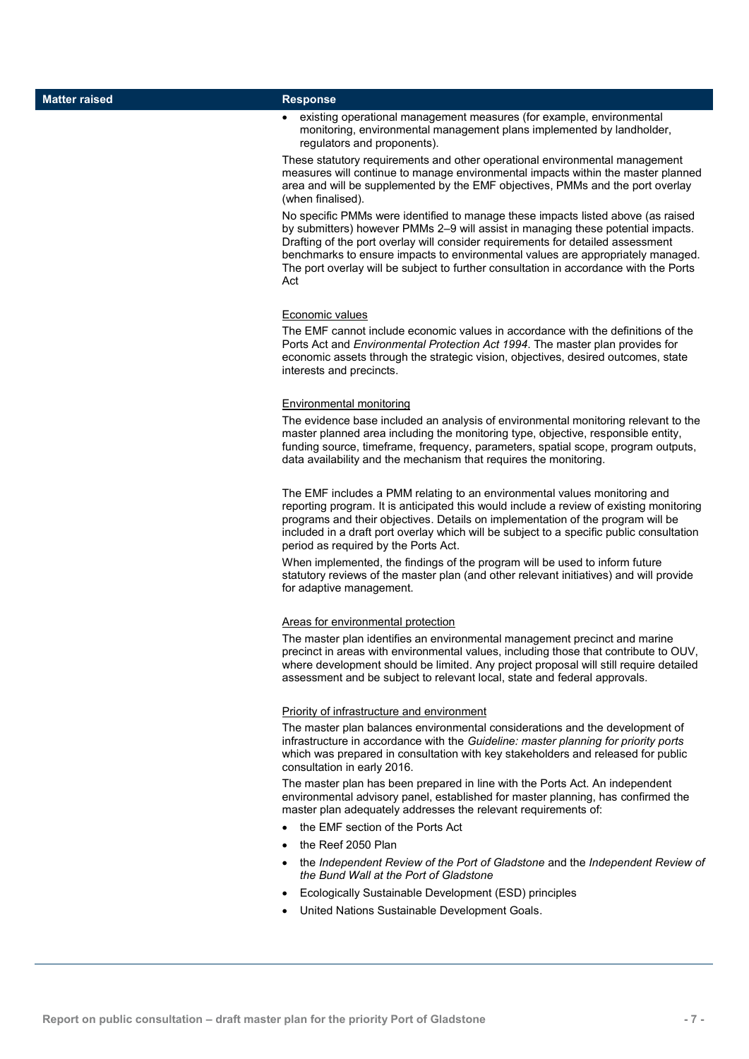| Matter raised | Response |
| --- | --- |
| | • existing operational management measures (for example, environmental monitoring, environmental management plans implemented by landholder, regulators and proponents).<br><br>These statutory requirements and other operational environmental management measures will continue to manage environmental impacts within the master planned area and will be supplemented by the EMF objectives, PMMs and the port overlay (when finalised).<br><br>No specific PMMs were identified to manage these impacts listed above (as raised by submitters) however PMMs 2–9 will assist in managing these potential impacts. Drafting of the port overlay will consider requirements for detailed assessment benchmarks to ensure impacts to environmental values are appropriately managed. The port overlay will be subject to further consultation in accordance with the Ports Act<br><br><u>Economic values</u><br><br>The EMF cannot include economic values in accordance with the definitions of the Ports Act and *Environmental Protection Act 1994*. The master plan provides for economic assets through the strategic vision, objectives, desired outcomes, state interests and precincts.<br><br><u>Environmental monitoring</u><br><br>The evidence base included an analysis of environmental monitoring relevant to the master planned area including the monitoring type, objective, responsible entity, funding source, timeframe, frequency, parameters, spatial scope, program outputs, data availability and the mechanism that requires the monitoring.<br><br>The EMF includes a PMM relating to an environmental values monitoring and reporting program. It is anticipated this would include a review of existing monitoring programs and their objectives. Details on implementation of the program will be included in a draft port overlay which will be subject to a specific public consultation period as required by the Ports Act.<br><br>When implemented, the findings of the program will be used to inform future statutory reviews of the master plan (and other relevant initiatives) and will provide for adaptive management.<br><br><u>Areas for environmental protection</u><br><br>The master plan identifies an environmental management precinct and marine precinct in areas with environmental values, including those that contribute to OUV, where development should be limited. Any project proposal will still require detailed assessment and be subject to relevant local, state and federal approvals.<br><br><u>Priority of infrastructure and environment</u><br><br>The master plan balances environmental considerations and the development of infrastructure in accordance with the *Guideline: master planning for priority ports* which was prepared in consultation with key stakeholders and released for public consultation in early 2016.<br><br>The master plan has been prepared in line with the Ports Act. An independent environmental advisory panel, established for master planning, has confirmed the master plan adequately addresses the relevant requirements of:<br><br>• the EMF section of the Ports Act<br>• the Reef 2050 Plan<br>• the *Independent Review of the Port of Gladstone* and the *Independent Review of the Bund Wall at the Port of Gladstone*<br>• Ecologically Sustainable Development (ESD) principles<br>• United Nations Sustainable Development Goals. |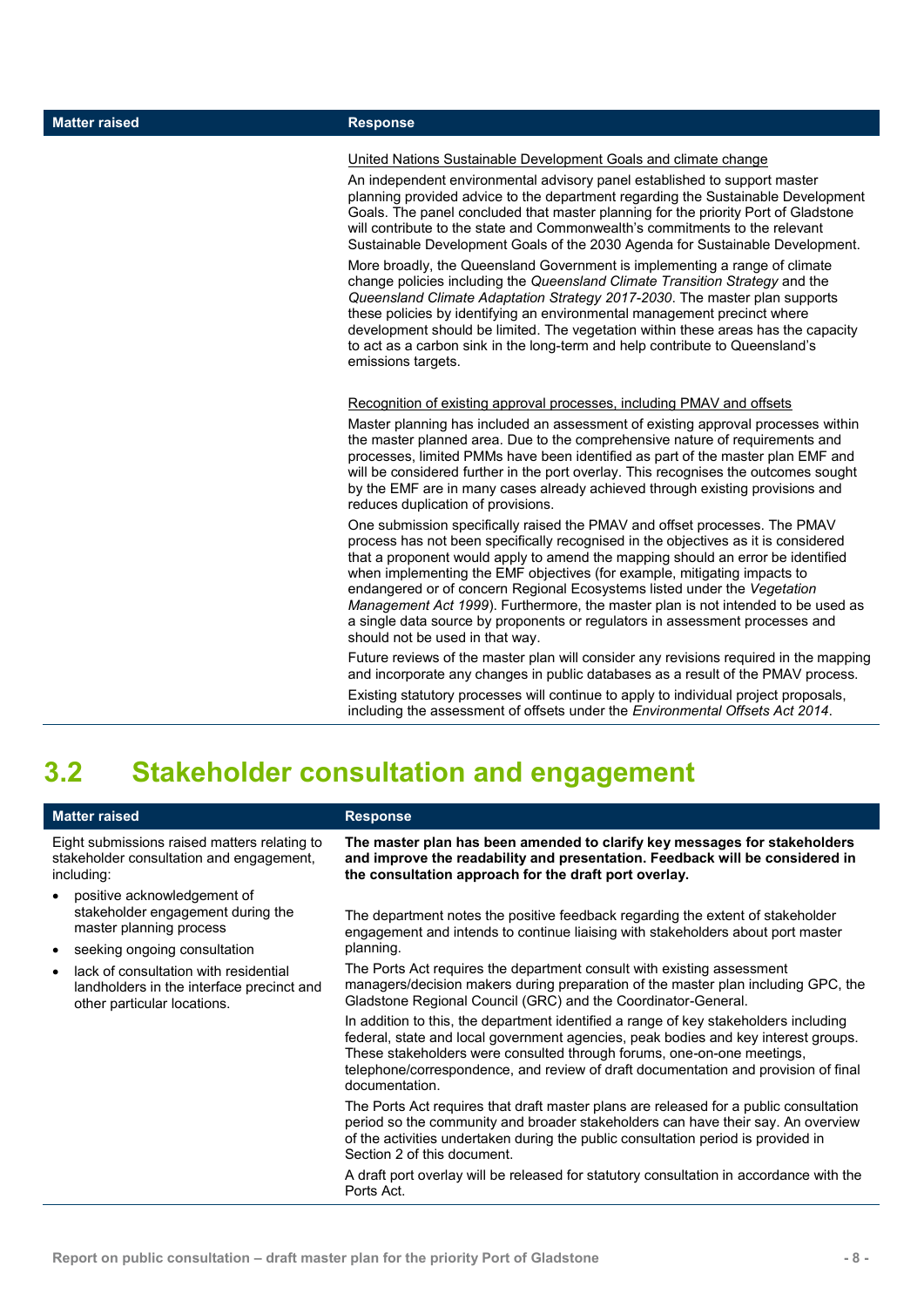| Matter raised | Response |
| --- | --- |
| | United Nations Sustainable Development Goals and climate change<br><br>An independent environmental advisory panel established to support master planning provided advice to the department regarding the Sustainable Development Goals. The panel concluded that master planning for the priority Port of Gladstone will contribute to the state and Commonwealth's commitments to the relevant Sustainable Development Goals of the 2030 Agenda for Sustainable Development.<br><br>More broadly, the Queensland Government is implementing a range of climate change policies including the *Queensland Climate Transition Strategy* and the *Queensland Climate Adaptation Strategy 2017-2030*. The master plan supports these policies by identifying an environmental management precinct where development should be limited. The vegetation within these areas has the capacity to act as a carbon sink in the long-term and help contribute to Queensland's emissions targets.<br><br>Recognition of existing approval processes, including PMAV and offsets<br><br>Master planning has included an assessment of existing approval processes within the master planned area. Due to the comprehensive nature of requirements and processes, limited PMMs have been identified as part of the master plan EMF and will be considered further in the port overlay. This recognises the outcomes sought by the EMF are in many cases already achieved through existing provisions and reduces duplication of provisions.<br><br>One submission specifically raised the PMAV and offset processes. The PMAV process has not been specifically recognised in the objectives as it is considered that a proponent would apply to amend the mapping should an error be identified when implementing the EMF objectives (for example, mitigating impacts to endangered or of concern Regional Ecosystems listed under the *Vegetation Management Act 1999*). Furthermore, the master plan is not intended to be used as a single data source by proponents or regulators in assessment processes and should not be used in that way.<br><br>Future reviews of the master plan will consider any revisions required in the mapping and incorporate any changes in public databases as a result of the PMAV process.<br><br>Existing statutory processes will continue to apply to individual project proposals, including the assessment of offsets under the *Environmental Offsets Act 2014*. |

## 3.2 Stakeholder consultation and engagement

| Matter raised | Response |
| --- | --- |
| Eight submissions raised matters relating to stakeholder consultation and engagement, including:<br>• positive acknowledgement of stakeholder engagement during the master planning process<br>• seeking ongoing consultation<br>• lack of consultation with residential landholders in the interface precinct and other particular locations. | **The master plan has been amended to clarify key messages for stakeholders and improve the readability and presentation. Feedback will be considered in the consultation approach for the draft port overlay.**<br><br>The department notes the positive feedback regarding the extent of stakeholder engagement and intends to continue liaising with stakeholders about port master planning.<br><br>The Ports Act requires the department consult with existing assessment managers/decision makers during preparation of the master plan including GPC, the Gladstone Regional Council (GRC) and the Coordinator-General.<br><br>In addition to this, the department identified a range of key stakeholders including federal, state and local government agencies, peak bodies and key interest groups. These stakeholders were consulted through forums, one-on-one meetings, telephone/correspondence, and review of draft documentation and provision of final documentation.<br><br>The Ports Act requires that draft master plans are released for a public consultation period so the community and broader stakeholders can have their say. An overview of the activities undertaken during the public consultation period is provided in Section 2 of this document.<br><br>A draft port overlay will be released for statutory consultation in accordance with the Ports Act. |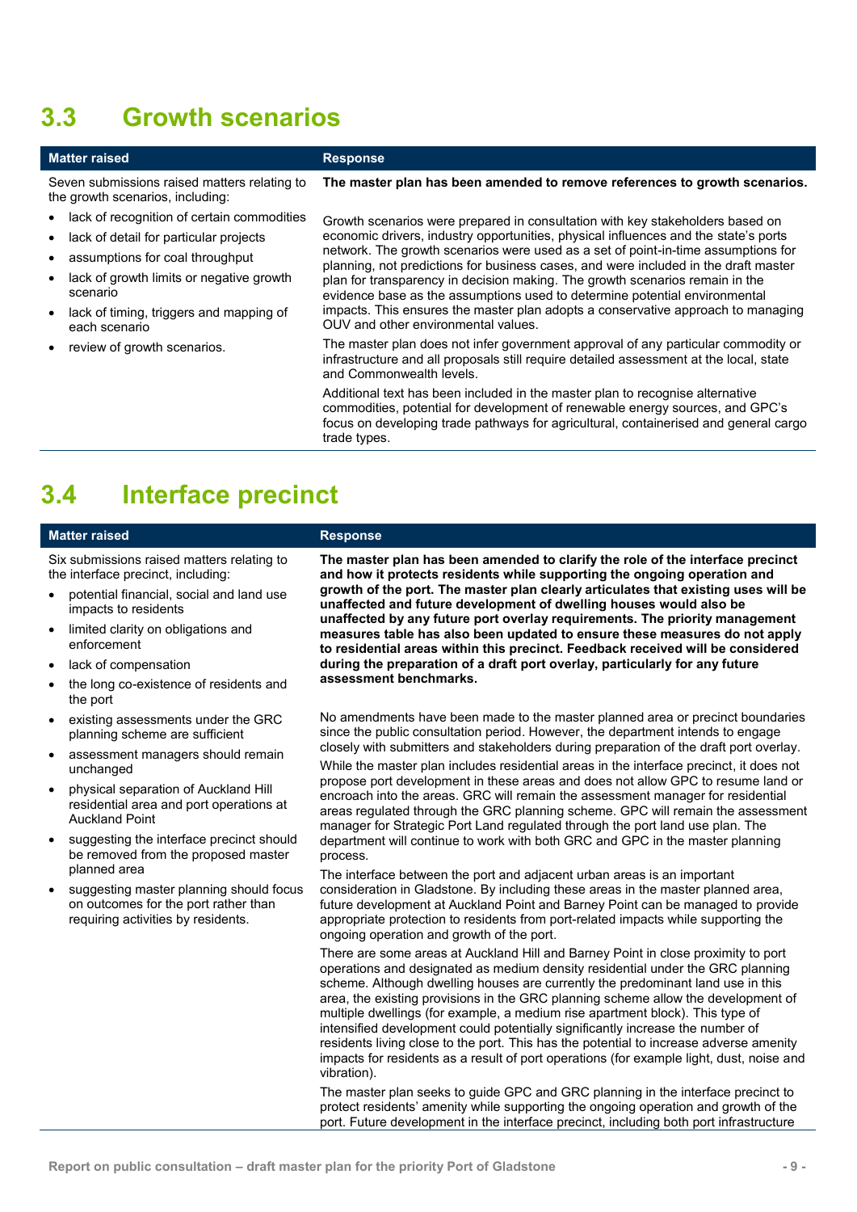## 3.3 Growth scenarios

| Matter raised | Response |
| --- | --- |
| Seven submissions raised matters relating to the growth scenarios, including:<br>• lack of recognition of certain commodities<br>• lack of detail for particular projects<br>• assumptions for coal throughput<br>• lack of growth limits or negative growth scenario<br>• lack of timing, triggers and mapping of each scenario<br>• review of growth scenarios. | **The master plan has been amended to remove references to growth scenarios.**<br><br>Growth scenarios were prepared in consultation with key stakeholders based on economic drivers, industry opportunities, physical influences and the state's ports network. The growth scenarios were used as a set of point-in-time assumptions for planning, not predictions for business cases, and were included in the draft master plan for transparency in decision making. The growth scenarios remain in the evidence base as the assumptions used to determine potential environmental impacts. This ensures the master plan adopts a conservative approach to managing OUV and other environmental values.<br><br>The master plan does not infer government approval of any particular commodity or infrastructure and all proposals still require detailed assessment at the local, state and Commonwealth levels.<br><br>Additional text has been included in the master plan to recognise alternative commodities, potential for development of renewable energy sources, and GPC's focus on developing trade pathways for agricultural, containerised and general cargo trade types. |

## 3.4 Interface precinct

| Matter raised | Response |
| --- | --- |
| Six submissions raised matters relating to the interface precinct, including:<br>• potential financial, social and land use impacts to residents<br>• limited clarity on obligations and enforcement<br>• lack of compensation<br>• the long co-existence of residents and the port<br>• existing assessments under the GRC planning scheme are sufficient<br>• assessment managers should remain unchanged<br>• physical separation of Auckland Hill residential area and port operations at Auckland Point<br>• suggesting the interface precinct should be removed from the proposed master planned area<br>• suggesting master planning should focus on outcomes for the port rather than requiring activities by residents. | **The master plan has been amended to clarify the role of the interface precinct and how it protects residents while supporting the ongoing operation and growth of the port. The master plan clearly articulates that existing uses will be unaffected and future development of dwelling houses would also be unaffected by any future port overlay requirements. The priority management measures table has also been updated to ensure these measures do not apply to residential areas within this precinct. Feedback received will be considered during the preparation of a draft port overlay, particularly for any future assessment benchmarks.**<br><br>No amendments have been made to the master planned area or precinct boundaries since the public consultation period. However, the department intends to engage closely with submitters and stakeholders during preparation of the draft port overlay.<br><br>While the master plan includes residential areas in the interface precinct, it does not propose port development in these areas and does not allow GPC to resume land or encroach into the areas. GRC will remain the assessment manager for residential areas regulated through the GRC planning scheme. GPC will remain the assessment manager for Strategic Port Land regulated through the port land use plan. The department will continue to work with both GRC and GPC in the master planning process.<br><br>The interface between the port and adjacent urban areas is an important consideration in Gladstone. By including these areas in the master planned area, future development at Auckland Point and Barney Point can be managed to provide appropriate protection to residents from port-related impacts while supporting the ongoing operation and growth of the port.<br><br>There are some areas at Auckland Hill and Barney Point in close proximity to port operations and designated as medium density residential under the GRC planning scheme. Although dwelling houses are currently the predominant land use in this area, the existing provisions in the GRC planning scheme allow the development of multiple dwellings (for example, a medium rise apartment block). This type of intensified development could potentially significantly increase the number of residents living close to the port. This has the potential to increase adverse amenity impacts for residents as a result of port operations (for example light, dust, noise and vibration).<br><br>The master plan seeks to guide GPC and GRC planning in the interface precinct to protect residents' amenity while supporting the ongoing operation and growth of the port. Future development in the interface precinct, including both port infrastructure |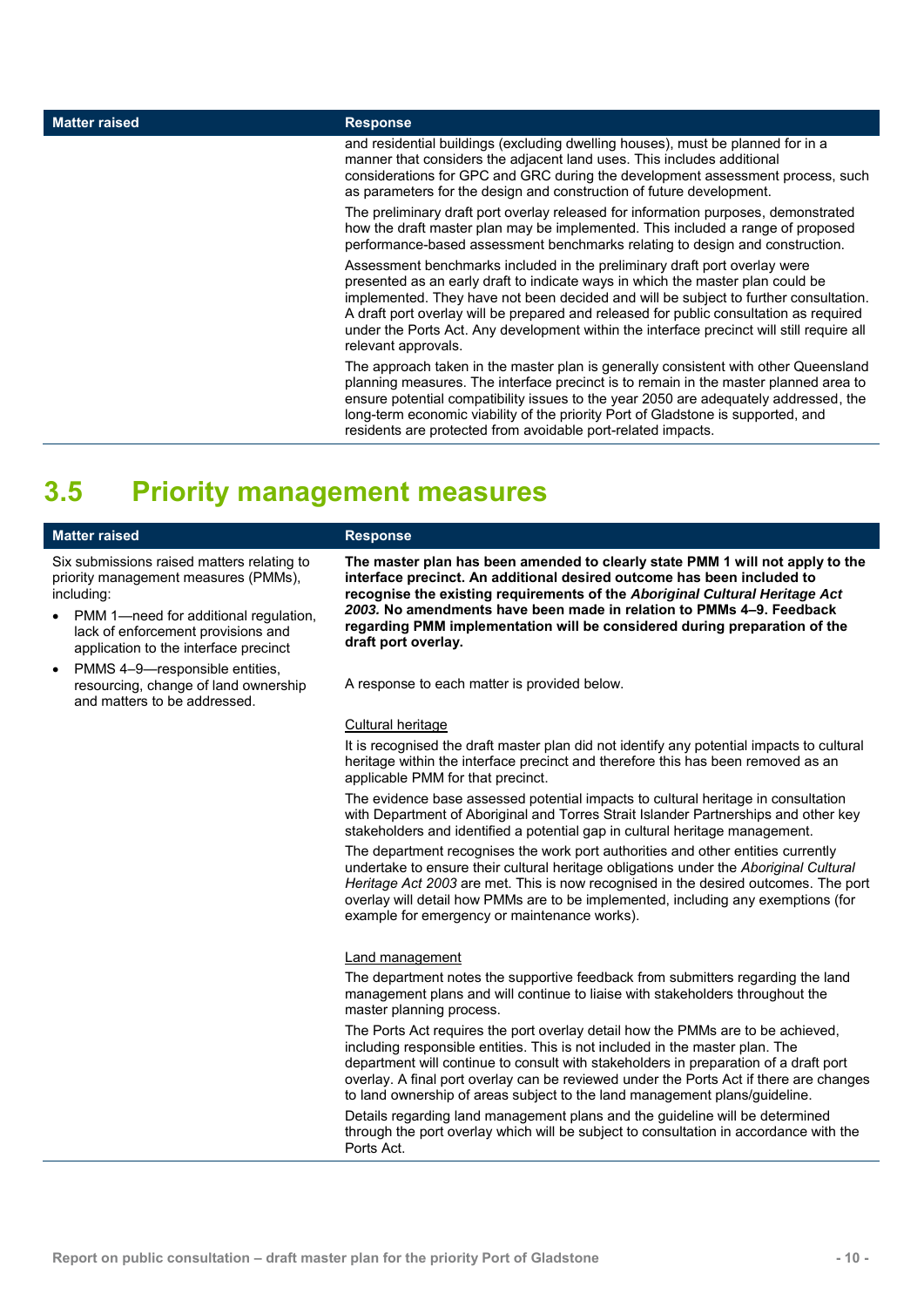| Matter raised | Response |
| --- | --- |
| | and residential buildings (excluding dwelling houses), must be planned for in a manner that considers the adjacent land uses. This includes additional considerations for GPC and GRC during the development assessment process, such as parameters for the design and construction of future development.<br><br>The preliminary draft port overlay released for information purposes, demonstrated how the draft master plan may be implemented. This included a range of proposed performance-based assessment benchmarks relating to design and construction.<br><br>Assessment benchmarks included in the preliminary draft port overlay were presented as an early draft to indicate ways in which the master plan could be implemented. They have not been decided and will be subject to further consultation. A draft port overlay will be prepared and released for public consultation as required under the Ports Act. Any development within the interface precinct will still require all relevant approvals.<br><br>The approach taken in the master plan is generally consistent with other Queensland planning measures. The interface precinct is to remain in the master planned area to ensure potential compatibility issues to the year 2050 are adequately addressed, the long-term economic viability of the priority Port of Gladstone is supported, and residents are protected from avoidable port-related impacts. |

## 3.5 Priority management measures

| Matter raised | Response |
| --- | --- |
| Six submissions raised matters relating to priority management measures (PMMs), including:<br>• PMM 1—need for additional regulation, lack of enforcement provisions and application to the interface precinct<br>• PMMS 4–9—responsible entities, resourcing, change of land ownership and matters to be addressed. | **The master plan has been amended to clearly state PMM 1 will not apply to the interface precinct. An additional desired outcome has been included to recognise the existing requirements of the *Aboriginal Cultural Heritage Act 2003.* No amendments have been made in relation to PMMs 4–9. Feedback regarding PMM implementation will be considered during preparation of the draft port overlay.**<br><br>A response to each matter is provided below.<br><br><u>Cultural heritage</u><br><br>It is recognised the draft master plan did not identify any potential impacts to cultural heritage within the interface precinct and therefore this has been removed as an applicable PMM for that precinct.<br><br>The evidence base assessed potential impacts to cultural heritage in consultation with Department of Aboriginal and Torres Strait Islander Partnerships and other key stakeholders and identified a potential gap in cultural heritage management.<br><br>The department recognises the work port authorities and other entities currently undertake to ensure their cultural heritage obligations under the *Aboriginal Cultural Heritage Act 2003* are met. This is now recognised in the desired outcomes. The port overlay will detail how PMMs are to be implemented, including any exemptions (for example for emergency or maintenance works).<br><br><u>Land management</u><br><br>The department notes the supportive feedback from submitters regarding the land management plans and will continue to liaise with stakeholders throughout the master planning process.<br><br>The Ports Act requires the port overlay detail how the PMMs are to be achieved, including responsible entities. This is not included in the master plan. The department will continue to consult with stakeholders in preparation of a draft port overlay. A final port overlay can be reviewed under the Ports Act if there are changes to land ownership of areas subject to the land management plans/guideline.<br><br>Details regarding land management plans and the guideline will be determined through the port overlay which will be subject to consultation in accordance with the Ports Act. |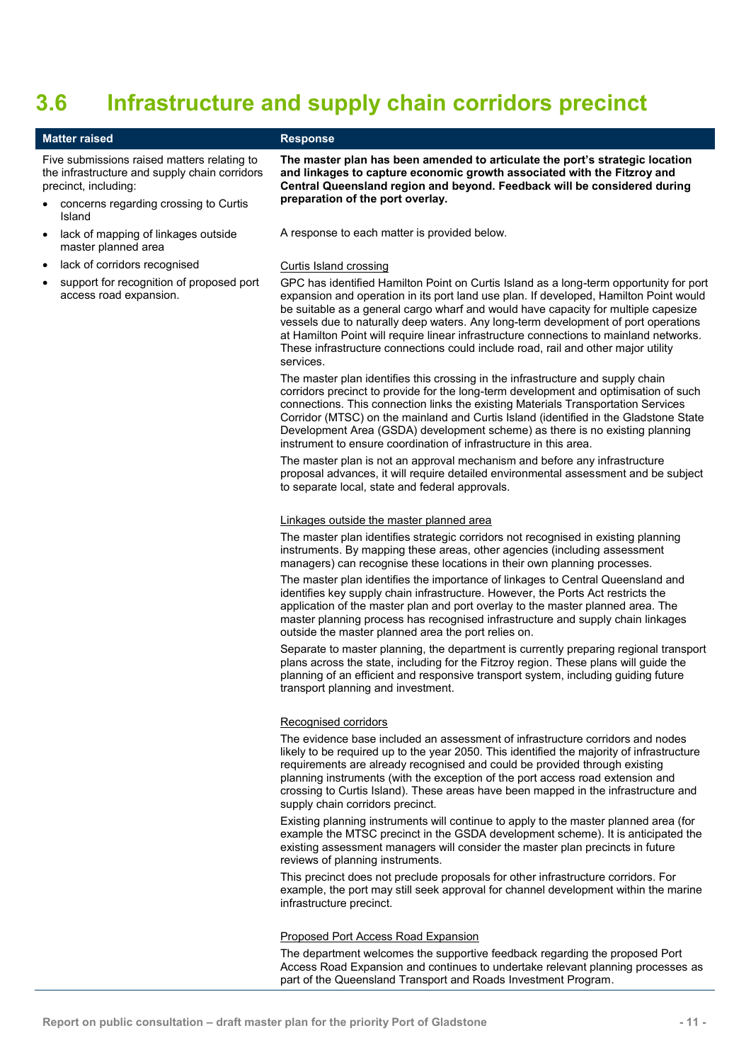# 3.6 Infrastructure and supply chain corridors precinct

| Matter raised | Response |
|---|---|
| Five submissions raised matters relating to the infrastructure and supply chain corridors precinct, including:<br>• concerns regarding crossing to Curtis Island<br>• lack of mapping of linkages outside master planned area<br>• lack of corridors recognised<br>• support for recognition of proposed port access road expansion. | **The master plan has been amended to articulate the port's strategic location and linkages to capture economic growth associated with the Fitzroy and Central Queensland region and beyond. Feedback will be considered during preparation of the port overlay.**<br><br>A response to each matter is provided below.<br><br><u>Curtis Island crossing</u><br>GPC has identified Hamilton Point on Curtis Island as a long-term opportunity for port expansion and operation in its port land use plan. If developed, Hamilton Point would be suitable as a general cargo wharf and would have capacity for multiple capesize vessels due to naturally deep waters. Any long-term development of port operations at Hamilton Point will require linear infrastructure connections to mainland networks. These infrastructure connections could include road, rail and other major utility services.<br><br>The master plan identifies this crossing in the infrastructure and supply chain corridors precinct to provide for the long-term development and optimisation of such connections. This connection links the existing Materials Transportation Services Corridor (MTSC) on the mainland and Curtis Island (identified in the Gladstone State Development Area (GSDA) development scheme) as there is no existing planning instrument to ensure coordination of infrastructure in this area.<br><br>The master plan is not an approval mechanism and before any infrastructure proposal advances, it will require detailed environmental assessment and be subject to separate local, state and federal approvals.<br><br><u>Linkages outside the master planned area</u><br>The master plan identifies strategic corridors not recognised in existing planning instruments. By mapping these areas, other agencies (including assessment managers) can recognise these locations in their own planning processes.<br><br>The master plan identifies the importance of linkages to Central Queensland and identifies key supply chain infrastructure. However, the Ports Act restricts the application of the master plan and port overlay to the master planned area. The master planning process has recognised infrastructure and supply chain linkages outside the master planned area the port relies on.<br><br>Separate to master planning, the department is currently preparing regional transport plans across the state, including for the Fitzroy region. These plans will guide the planning of an efficient and responsive transport system, including guiding future transport planning and investment.<br><br><u>Recognised corridors</u><br>The evidence base included an assessment of infrastructure corridors and nodes likely to be required up to the year 2050. This identified the majority of infrastructure requirements are already recognised and could be provided through existing planning instruments (with the exception of the port access road extension and crossing to Curtis Island). These areas have been mapped in the infrastructure and supply chain corridors precinct.<br><br>Existing planning instruments will continue to apply to the master planned area (for example the MTSC precinct in the GSDA development scheme). It is anticipated the existing assessment managers will consider the master plan precincts in future reviews of planning instruments.<br><br>This precinct does not preclude proposals for other infrastructure corridors. For example, the port may still seek approval for channel development within the marine infrastructure precinct.<br><br><u>Proposed Port Access Road Expansion</u><br>The department welcomes the supportive feedback regarding the proposed Port Access Road Expansion and continues to undertake relevant planning processes as part of the Queensland Transport and Roads Investment Program. |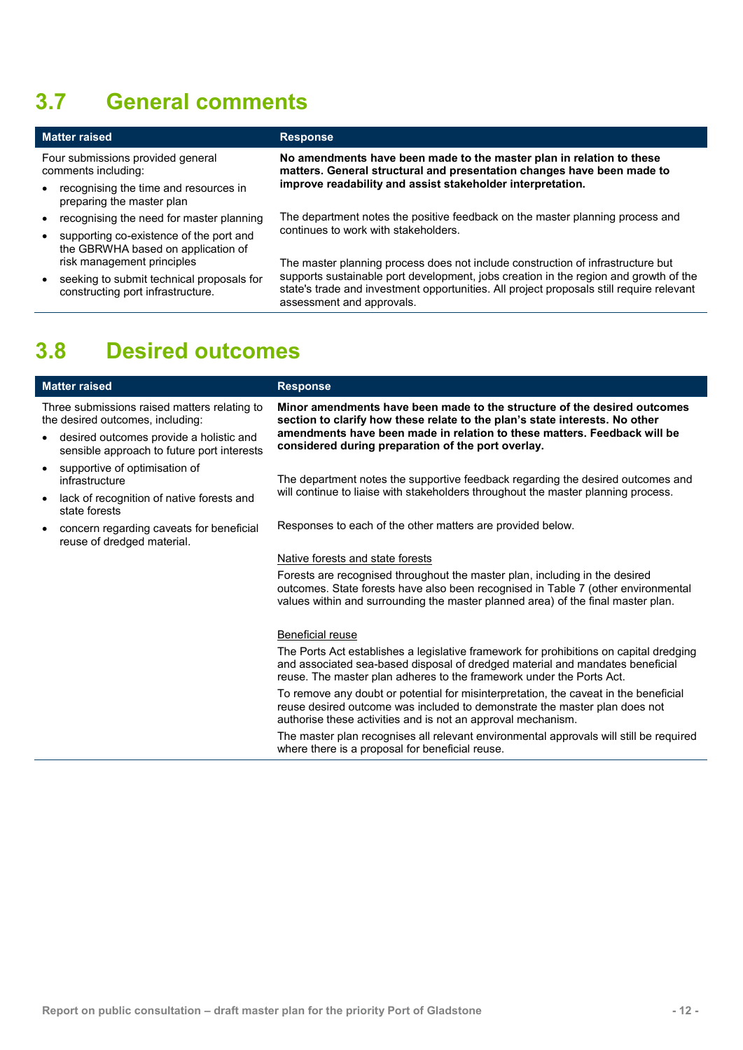## 3.7 General comments

| Matter raised | Response |
|---|---|
| Four submissions provided general comments including:<br>• recognising the time and resources in preparing the master plan<br>• recognising the need for master planning<br>• supporting co-existence of the port and the GBRWHA based on application of risk management principles<br>• seeking to submit technical proposals for constructing port infrastructure. | **No amendments have been made to the master plan in relation to these matters. General structural and presentation changes have been made to improve readability and assist stakeholder interpretation.**<br><br>The department notes the positive feedback on the master planning process and continues to work with stakeholders.<br><br>The master planning process does not include construction of infrastructure but supports sustainable port development, jobs creation in the region and growth of the state's trade and investment opportunities. All project proposals still require relevant assessment and approvals. |

## 3.8 Desired outcomes

| Matter raised | Response |
|---|---|
| Three submissions raised matters relating to the desired outcomes, including:<br>• desired outcomes provide a holistic and sensible approach to future port interests<br>• supportive of optimisation of infrastructure<br>• lack of recognition of native forests and state forests<br>• concern regarding caveats for beneficial reuse of dredged material. | **Minor amendments have been made to the structure of the desired outcomes section to clarify how these relate to the plan's state interests. No other amendments have been made in relation to these matters. Feedback will be considered during preparation of the port overlay.**<br><br>The department notes the supportive feedback regarding the desired outcomes and will continue to liaise with stakeholders throughout the master planning process.<br><br>Responses to each of the other matters are provided below.<br><br>Native forests and state forests<br><br>Forests are recognised throughout the master plan, including in the desired outcomes. State forests have also been recognised in Table 7 (other environmental values within and surrounding the master planned area) of the final master plan.<br><br>Beneficial reuse<br><br>The Ports Act establishes a legislative framework for prohibitions on capital dredging and associated sea-based disposal of dredged material and mandates beneficial reuse. The master plan adheres to the framework under the Ports Act.<br><br>To remove any doubt or potential for misinterpretation, the caveat in the beneficial reuse desired outcome was included to demonstrate the master plan does not authorise these activities and is not an approval mechanism.<br><br>The master plan recognises all relevant environmental approvals will still be required where there is a proposal for beneficial reuse. |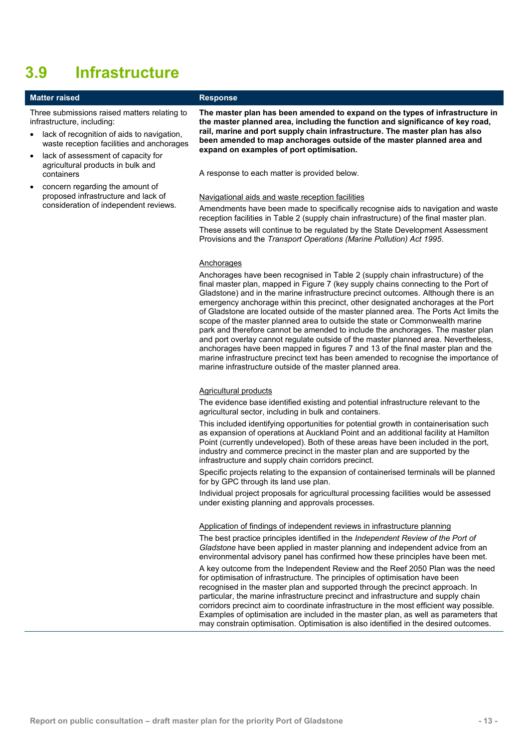## 3.9 Infrastructure

| Matter raised | Response |
|---|---|
| Three submissions raised matters relating to infrastructure, including:<br>• lack of recognition of aids to navigation, waste reception facilities and anchorages<br>• lack of assessment of capacity for agricultural products in bulk and containers<br>• concern regarding the amount of proposed infrastructure and lack of consideration of independent reviews. | **The master plan has been amended to expand on the types of infrastructure in the master planned area, including the function and significance of key road, rail, marine and port supply chain infrastructure. The master plan has also been amended to map anchorages outside of the master planned area and expand on examples of port optimisation.**<br><br>A response to each matter is provided below.<br><br><u>Navigational aids and waste reception facilities</u><br>Amendments have been made to specifically recognise aids to navigation and waste reception facilities in Table 2 (supply chain infrastructure) of the final master plan.<br>These assets will continue to be regulated by the State Development Assessment Provisions and the *Transport Operations (Marine Pollution) Act 1995*.<br><br><u>Anchorages</u><br>Anchorages have been recognised in Table 2 (supply chain infrastructure) of the final master plan, mapped in Figure 7 (key supply chains connecting to the Port of Gladstone) and in the marine infrastructure precinct outcomes. Although there is an emergency anchorage within this precinct, other designated anchorages at the Port of Gladstone are located outside of the master planned area. The Ports Act limits the scope of the master planned area to outside the state or Commonwealth marine park and therefore cannot be amended to include the anchorages. The master plan and port overlay cannot regulate outside of the master planned area. Nevertheless, anchorages have been mapped in figures 7 and 13 of the final master plan and the marine infrastructure precinct text has been amended to recognise the importance of marine infrastructure outside of the master planned area.<br><br><u>Agricultural products</u><br>The evidence base identified existing and potential infrastructure relevant to the agricultural sector, including in bulk and containers.<br>This included identifying opportunities for potential growth in containerisation such as expansion of operations at Auckland Point and an additional facility at Hamilton Point (currently undeveloped). Both of these areas have been included in the port, industry and commerce precinct in the master plan and are supported by the infrastructure and supply chain corridors precinct.<br>Specific projects relating to the expansion of containerised terminals will be planned for by GPC through its land use plan.<br>Individual project proposals for agricultural processing facilities would be assessed under existing planning and approvals processes.<br><br><u>Application of findings of independent reviews in infrastructure planning</u><br>The best practice principles identified in the *Independent Review of the Port of Gladstone* have been applied in master planning and independent advice from an environmental advisory panel has confirmed how these principles have been met.<br>A key outcome from the Independent Review and the Reef 2050 Plan was the need for optimisation of infrastructure. The principles of optimisation have been recognised in the master plan and supported through the precinct approach. In particular, the marine infrastructure precinct and infrastructure and supply chain corridors precinct aim to coordinate infrastructure in the most efficient way possible. Examples of optimisation are included in the master plan, as well as parameters that may constrain optimisation. Optimisation is also identified in the desired outcomes. |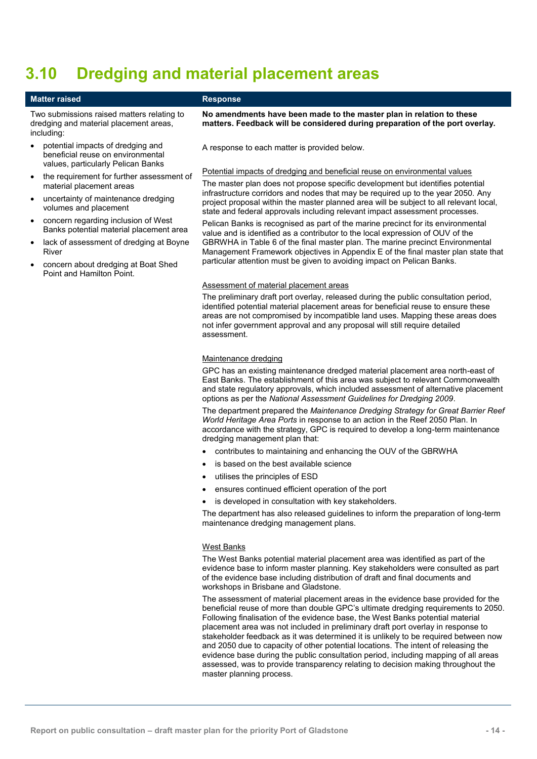# 3.10 Dredging and material placement areas

| Matter raised | Response |
| --- | --- |
| Two submissions raised matters relating to dredging and material placement areas, including:<br>• potential impacts of dredging and beneficial reuse on environmental values, particularly Pelican Banks<br>• the requirement for further assessment of material placement areas<br>• uncertainty of maintenance dredging volumes and placement<br>• concern regarding inclusion of West Banks potential material placement area<br>• lack of assessment of dredging at Boyne River<br>• concern about dredging at Boat Shed Point and Hamilton Point. | **No amendments have been made to the master plan in relation to these matters. Feedback will be considered during preparation of the port overlay.**<br><br>A response to each matter is provided below.<br><br>Potential impacts of dredging and beneficial reuse on environmental values<br><br>The master plan does not propose specific development but identifies potential infrastructure corridors and nodes that may be required up to the year 2050. Any project proposal within the master planned area will be subject to all relevant local, state and federal approvals including relevant impact assessment processes.<br><br>Pelican Banks is recognised as part of the marine precinct for its environmental value and is identified as a contributor to the local expression of OUV of the GBRWHA in Table 6 of the final master plan. The marine precinct Environmental Management Framework objectives in Appendix E of the final master plan state that particular attention must be given to avoiding impact on Pelican Banks.<br><br>Assessment of material placement areas<br><br>The preliminary draft port overlay, released during the public consultation period, identified potential material placement areas for beneficial reuse to ensure these areas are not compromised by incompatible land uses. Mapping these areas does not infer government approval and any proposal will still require detailed assessment.<br><br>Maintenance dredging<br><br>GPC has an existing maintenance dredged material placement area north-east of East Banks. The establishment of this area was subject to relevant Commonwealth and state regulatory approvals, which included assessment of alternative placement options as per the *National Assessment Guidelines for Dredging 2009*.<br><br>The department prepared the *Maintenance Dredging Strategy for Great Barrier Reef World Heritage Area Ports* in response to an action in the Reef 2050 Plan. In accordance with the strategy, GPC is required to develop a long-term maintenance dredging management plan that:<br>• contributes to maintaining and enhancing the OUV of the GBRWHA<br>• is based on the best available science<br>• utilises the principles of ESD<br>• ensures continued efficient operation of the port<br>• is developed in consultation with key stakeholders.<br><br>The department has also released guidelines to inform the preparation of long-term maintenance dredging management plans.<br><br>West Banks<br><br>The West Banks potential material placement area was identified as part of the evidence base to inform master planning. Key stakeholders were consulted as part of the evidence base including distribution of draft and final documents and workshops in Brisbane and Gladstone.<br><br>The assessment of material placement areas in the evidence base provided for the beneficial reuse of more than double GPC's ultimate dredging requirements to 2050. Following finalisation of the evidence base, the West Banks potential material placement area was not included in preliminary draft port overlay in response to stakeholder feedback as it was determined it is unlikely to be required between now and 2050 due to capacity of other potential locations. The intent of releasing the evidence base during the public consultation period, including mapping of all areas assessed, was to provide transparency relating to decision making throughout the master planning process. |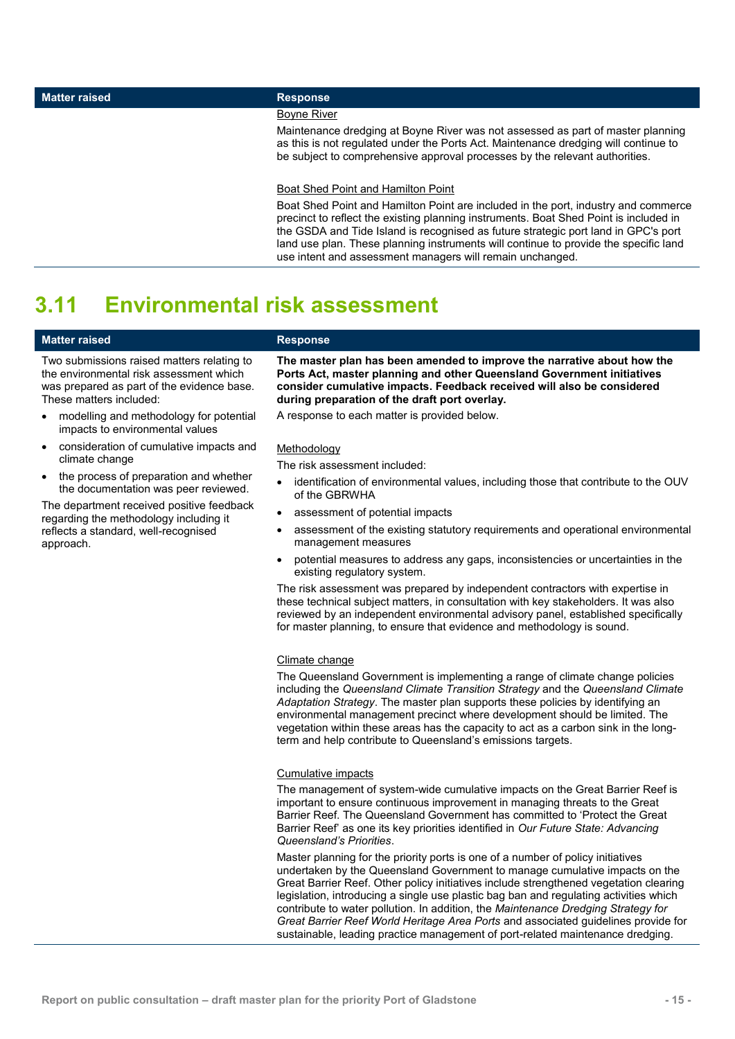| Matter raised | Response |
| --- | --- |
| | <u>Boyne River</u><br><br>Maintenance dredging at Boyne River was not assessed as part of master planning as this is not regulated under the Ports Act. Maintenance dredging will continue to be subject to comprehensive approval processes by the relevant authorities.<br><br><u>Boat Shed Point and Hamilton Point</u><br><br>Boat Shed Point and Hamilton Point are included in the port, industry and commerce precinct to reflect the existing planning instruments. Boat Shed Point is included in the GSDA and Tide Island is recognised as future strategic port land in GPC's port land use plan. These planning instruments will continue to provide the specific land use intent and assessment managers will remain unchanged. |

## 3.11 Environmental risk assessment

| Matter raised | Response |
| --- | --- |
| Two submissions raised matters relating to the environmental risk assessment which was prepared as part of the evidence base. These matters included:<br><br>• modelling and methodology for potential impacts to environmental values<br>• consideration of cumulative impacts and climate change<br>• the process of preparation and whether the documentation was peer reviewed.<br><br>The department received positive feedback regarding the methodology including it reflects a standard, well-recognised approach. | **The master plan has been amended to improve the narrative about how the Ports Act, master planning and other Queensland Government initiatives consider cumulative impacts. Feedback received will also be considered during preparation of the draft port overlay.**<br><br>A response to each matter is provided below.<br><br><u>Methodology</u><br><br>The risk assessment included:<br><br>• identification of environmental values, including those that contribute to the OUV of the GBRWHA<br>• assessment of potential impacts<br>• assessment of the existing statutory requirements and operational environmental management measures<br>• potential measures to address any gaps, inconsistencies or uncertainties in the existing regulatory system.<br><br>The risk assessment was prepared by independent contractors with expertise in these technical subject matters, in consultation with key stakeholders. It was also reviewed by an independent environmental advisory panel, established specifically for master planning, to ensure that evidence and methodology is sound.<br><br><u>Climate change</u><br><br>The Queensland Government is implementing a range of climate change policies including the *Queensland Climate Transition Strategy* and the *Queensland Climate Adaptation Strategy*. The master plan supports these policies by identifying an environmental management precinct where development should be limited. The vegetation within these areas has the capacity to act as a carbon sink in the long-term and help contribute to Queensland's emissions targets.<br><br><u>Cumulative impacts</u><br><br>The management of system-wide cumulative impacts on the Great Barrier Reef is important to ensure continuous improvement in managing threats to the Great Barrier Reef. The Queensland Government has committed to 'Protect the Great Barrier Reef' as one its key priorities identified in *Our Future State: Advancing Queensland's Priorities*.<br><br>Master planning for the priority ports is one of a number of policy initiatives undertaken by the Queensland Government to manage cumulative impacts on the Great Barrier Reef. Other policy initiatives include strengthened vegetation clearing legislation, introducing a single use plastic bag ban and regulating activities which contribute to water pollution. In addition, the *Maintenance Dredging Strategy for Great Barrier Reef World Heritage Area Ports* and associated guidelines provide for sustainable, leading practice management of port-related maintenance dredging. |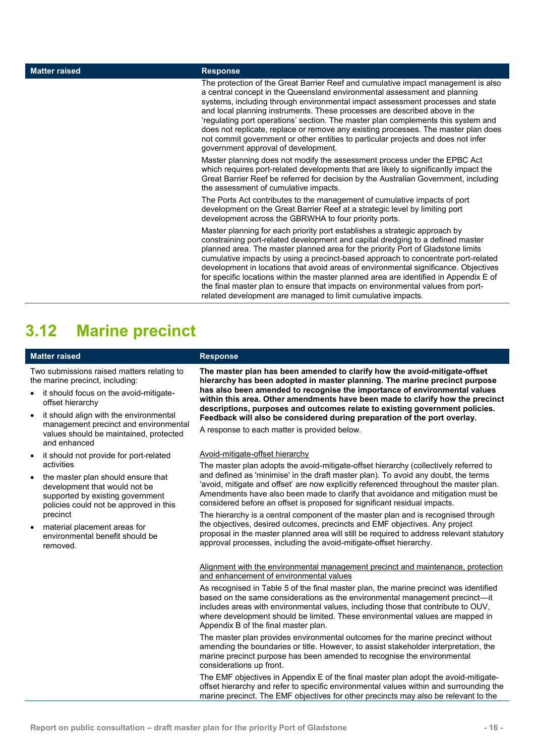| Matter raised | Response |
| --- | --- |
| | The protection of the Great Barrier Reef and cumulative impact management is also a central concept in the Queensland environmental assessment and planning systems, including through environmental impact assessment processes and state and local planning instruments. These processes are described above in the 'regulating port operations' section. The master plan complements this system and does not replicate, replace or remove any existing processes. The master plan does not commit government or other entities to particular projects and does not infer government approval of development.<br><br>Master planning does not modify the assessment process under the EPBC Act which requires port-related developments that are likely to significantly impact the Great Barrier Reef be referred for decision by the Australian Government, including the assessment of cumulative impacts.<br><br>The Ports Act contributes to the management of cumulative impacts of port development on the Great Barrier Reef at a strategic level by limiting port development across the GBRWHA to four priority ports.<br><br>Master planning for each priority port establishes a strategic approach by constraining port-related development and capital dredging to a defined master planned area. The master planned area for the priority Port of Gladstone limits cumulative impacts by using a precinct-based approach to concentrate port-related development in locations that avoid areas of environmental significance. Objectives for specific locations within the master planned area are identified in Appendix E of the final master plan to ensure that impacts on environmental values from port-related development are managed to limit cumulative impacts. |

## 3.12 Marine precinct

| Matter raised | Response |
| --- | --- |
| Two submissions raised matters relating to the marine precinct, including:<br><br>• it should focus on the avoid-mitigate-offset hierarchy<br>• it should align with the environmental management precinct and environmental values should be maintained, protected and enhanced<br>• it should not provide for port-related activities<br>• the master plan should ensure that development that would not be supported by existing government policies could not be approved in this precinct<br>• material placement areas for environmental benefit should be removed. | **The master plan has been amended to clarify how the avoid-mitigate-offset hierarchy has been adopted in master planning. The marine precinct purpose has also been amended to recognise the importance of environmental values within this area. Other amendments have been made to clarify how the precinct descriptions, purposes and outcomes relate to existing government policies. Feedback will also be considered during preparation of the port overlay.**<br><br>A response to each matter is provided below.<br><br><u>Avoid-mitigate-offset hierarchy</u><br><br>The master plan adopts the avoid-mitigate-offset hierarchy (collectively referred to and defined as 'minimise' in the draft master plan). To avoid any doubt, the terms 'avoid, mitigate and offset' are now explicitly referenced throughout the master plan. Amendments have also been made to clarify that avoidance and mitigation must be considered before an offset is proposed for significant residual impacts.<br><br>The hierarchy is a central component of the master plan and is recognised through the objectives, desired outcomes, precincts and EMF objectives. Any project proposal in the master planned area will still be required to address relevant statutory approval processes, including the avoid-mitigate-offset hierarchy.<br><br><u>Alignment with the environmental management precinct and maintenance, protection and enhancement of environmental values</u><br><br>As recognised in Table 5 of the final master plan, the marine precinct was identified based on the same considerations as the environmental management precinct—it includes areas with environmental values, including those that contribute to OUV, where development should be limited. These environmental values are mapped in Appendix B of the final master plan.<br><br>The master plan provides environmental outcomes for the marine precinct without amending the boundaries or title. However, to assist stakeholder interpretation, the marine precinct purpose has been amended to recognise the environmental considerations up front.<br><br>The EMF objectives in Appendix E of the final master plan adopt the avoid-mitigate-offset hierarchy and refer to specific environmental values within and surrounding the marine precinct. The EMF objectives for other precincts may also be relevant to the |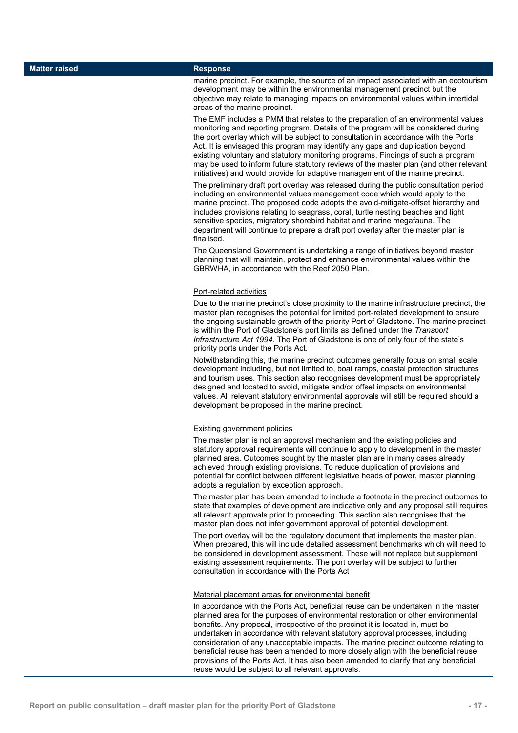| Matter raised | Response |
| --- | --- |
| | marine precinct. For example, the source of an impact associated with an ecotourism development may be within the environmental management precinct but the objective may relate to managing impacts on environmental values within intertidal areas of the marine precinct.<br><br>The EMF includes a PMM that relates to the preparation of an environmental values monitoring and reporting program. Details of the program will be considered during the port overlay which will be subject to consultation in accordance with the Ports Act. It is envisaged this program may identify any gaps and duplication beyond existing voluntary and statutory monitoring programs. Findings of such a program may be used to inform future statutory reviews of the master plan (and other relevant initiatives) and would provide for adaptive management of the marine precinct.<br><br>The preliminary draft port overlay was released during the public consultation period including an environmental values management code which would apply to the marine precinct. The proposed code adopts the avoid-mitigate-offset hierarchy and includes provisions relating to seagrass, coral, turtle nesting beaches and light sensitive species, migratory shorebird habitat and marine megafauna. The department will continue to prepare a draft port overlay after the master plan is finalised.<br><br>The Queensland Government is undertaking a range of initiatives beyond master planning that will maintain, protect and enhance environmental values within the GBRWHA, in accordance with the Reef 2050 Plan.<br><br>Port-related activities<br><br>Due to the marine precinct's close proximity to the marine infrastructure precinct, the master plan recognises the potential for limited port-related development to ensure the ongoing sustainable growth of the priority Port of Gladstone. The marine precinct is within the Port of Gladstone's port limits as defined under the *Transport Infrastructure Act 1994*. The Port of Gladstone is one of only four of the state's priority ports under the Ports Act.<br><br>Notwithstanding this, the marine precinct outcomes generally focus on small scale development including, but not limited to, boat ramps, coastal protection structures and tourism uses. This section also recognises development must be appropriately designed and located to avoid, mitigate and/or offset impacts on environmental values. All relevant statutory environmental approvals will still be required should a development be proposed in the marine precinct.<br><br>Existing government policies<br><br>The master plan is not an approval mechanism and the existing policies and statutory approval requirements will continue to apply to development in the master planned area. Outcomes sought by the master plan are in many cases already achieved through existing provisions. To reduce duplication of provisions and potential for conflict between different legislative heads of power, master planning adopts a regulation by exception approach.<br><br>The master plan has been amended to include a footnote in the precinct outcomes to state that examples of development are indicative only and any proposal still requires all relevant approvals prior to proceeding. This section also recognises that the master plan does not infer government approval of potential development.<br><br>The port overlay will be the regulatory document that implements the master plan. When prepared, this will include detailed assessment benchmarks which will need to be considered in development assessment. These will not replace but supplement existing assessment requirements. The port overlay will be subject to further consultation in accordance with the Ports Act<br><br>Material placement areas for environmental benefit<br><br>In accordance with the Ports Act, beneficial reuse can be undertaken in the master planned area for the purposes of environmental restoration or other environmental benefits. Any proposal, irrespective of the precinct it is located in, must be undertaken in accordance with relevant statutory approval processes, including consideration of any unacceptable impacts. The marine precinct outcome relating to beneficial reuse has been amended to more closely align with the beneficial reuse provisions of the Ports Act. It has also been amended to clarify that any beneficial reuse would be subject to all relevant approvals. |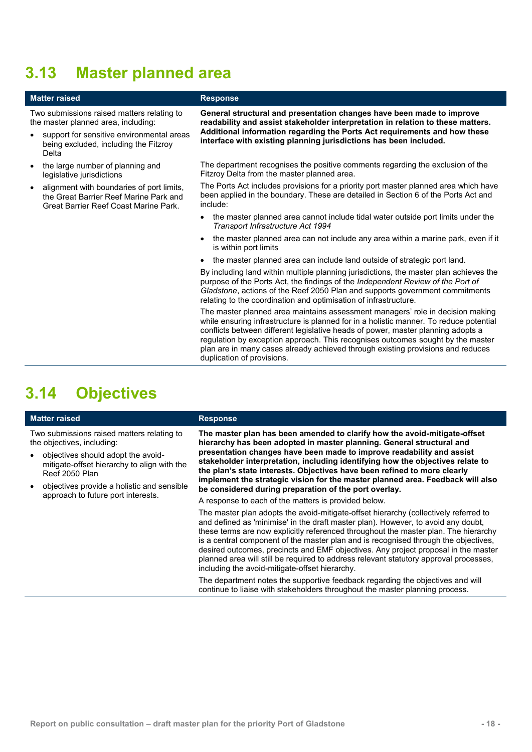## 3.13 Master planned area

| Matter raised | Response |
|---|---|
| Two submissions raised matters relating to the master planned area, including:<br>• support for sensitive environmental areas being excluded, including the Fitzroy Delta<br>• the large number of planning and legislative jurisdictions<br>• alignment with boundaries of port limits, the Great Barrier Reef Marine Park and Great Barrier Reef Coast Marine Park. | **General structural and presentation changes have been made to improve readability and assist stakeholder interpretation in relation to these matters. Additional information regarding the Ports Act requirements and how these interface with existing planning jurisdictions has been included.**<br><br>The department recognises the positive comments regarding the exclusion of the Fitzroy Delta from the master planned area.<br><br>The Ports Act includes provisions for a priority port master planned area which have been applied in the boundary. These are detailed in Section 6 of the Ports Act and include:<br>• the master planned area cannot include tidal water outside port limits under the *Transport Infrastructure Act 1994*<br>• the master planned area can not include any area within a marine park, even if it is within port limits<br>• the master planned area can include land outside of strategic port land.<br><br>By including land within multiple planning jurisdictions, the master plan achieves the purpose of the Ports Act, the findings of the *Independent Review of the Port of Gladstone*, actions of the Reef 2050 Plan and supports government commitments relating to the coordination and optimisation of infrastructure.<br><br>The master planned area maintains assessment managers' role in decision making while ensuring infrastructure is planned for in a holistic manner. To reduce potential conflicts between different legislative heads of power, master planning adopts a regulation by exception approach. This recognises outcomes sought by the master plan are in many cases already achieved through existing provisions and reduces duplication of provisions. |

## 3.14 Objectives

| Matter raised | Response |
|---|---|
| Two submissions raised matters relating to the objectives, including:<br>• objectives should adopt the avoid-mitigate-offset hierarchy to align with the Reef 2050 Plan<br>• objectives provide a holistic and sensible approach to future port interests. | **The master plan has been amended to clarify how the avoid-mitigate-offset hierarchy has been adopted in master planning. General structural and presentation changes have been made to improve readability and assist stakeholder interpretation, including identifying how the objectives relate to the plan's state interests. Objectives have been refined to more clearly implement the strategic vision for the master planned area. Feedback will also be considered during preparation of the port overlay.**<br><br>A response to each of the matters is provided below.<br><br>The master plan adopts the avoid-mitigate-offset hierarchy (collectively referred to and defined as 'minimise' in the draft master plan). However, to avoid any doubt, these terms are now explicitly referenced throughout the master plan. The hierarchy is a central component of the master plan and is recognised through the objectives, desired outcomes, precincts and EMF objectives. Any project proposal in the master planned area will still be required to address relevant statutory approval processes, including the avoid-mitigate-offset hierarchy.<br><br>The department notes the supportive feedback regarding the objectives and will continue to liaise with stakeholders throughout the master planning process. |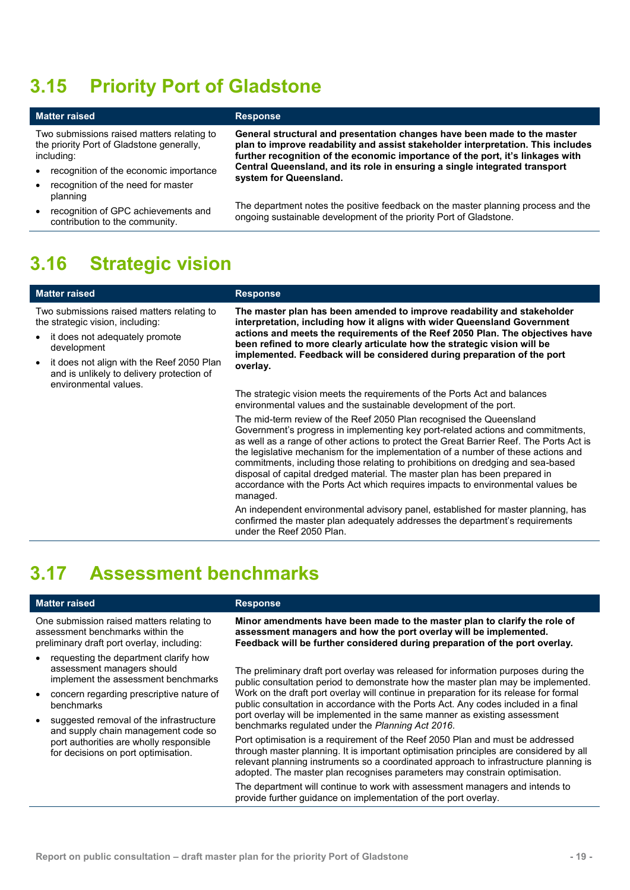## 3.15 Priority Port of Gladstone

| Matter raised | Response |
|---|---|
| Two submissions raised matters relating to the priority Port of Gladstone generally, including:<br>• recognition of the economic importance<br>• recognition of the need for master planning<br>• recognition of GPC achievements and contribution to the community. | **General structural and presentation changes have been made to the master plan to improve readability and assist stakeholder interpretation. This includes further recognition of the economic importance of the port, it's linkages with Central Queensland, and its role in ensuring a single integrated transport system for Queensland.**<br><br>The department notes the positive feedback on the master planning process and the ongoing sustainable development of the priority Port of Gladstone. |

## 3.16 Strategic vision

| Matter raised | Response |
|---|---|
| Two submissions raised matters relating to the strategic vision, including:<br>• it does not adequately promote development<br>• it does not align with the Reef 2050 Plan and is unlikely to delivery protection of environmental values. | **The master plan has been amended to improve readability and stakeholder interpretation, including how it aligns with wider Queensland Government actions and meets the requirements of the Reef 2050 Plan. The objectives have been refined to more clearly articulate how the strategic vision will be implemented. Feedback will be considered during preparation of the port overlay.**<br><br>The strategic vision meets the requirements of the Ports Act and balances environmental values and the sustainable development of the port.<br><br>The mid-term review of the Reef 2050 Plan recognised the Queensland Government's progress in implementing key port-related actions and commitments, as well as a range of other actions to protect the Great Barrier Reef. The Ports Act is the legislative mechanism for the implementation of a number of these actions and commitments, including those relating to prohibitions on dredging and sea-based disposal of capital dredged material. The master plan has been prepared in accordance with the Ports Act which requires impacts to environmental values be managed.<br><br>An independent environmental advisory panel, established for master planning, has confirmed the master plan adequately addresses the department's requirements under the Reef 2050 Plan. |

## 3.17 Assessment benchmarks

| Matter raised | Response |
|---|---|
| One submission raised matters relating to assessment benchmarks within the preliminary draft port overlay, including:<br>• requesting the department clarify how assessment managers should implement the assessment benchmarks<br>• concern regarding prescriptive nature of benchmarks<br>• suggested removal of the infrastructure and supply chain management code so port authorities are wholly responsible for decisions on port optimisation. | **Minor amendments have been made to the master plan to clarify the role of assessment managers and how the port overlay will be implemented. Feedback will be further considered during preparation of the port overlay.**<br><br>The preliminary draft port overlay was released for information purposes during the public consultation period to demonstrate how the master plan may be implemented. Work on the draft port overlay will continue in preparation for its release for formal public consultation in accordance with the Ports Act. Any codes included in a final port overlay will be implemented in the same manner as existing assessment benchmarks regulated under the *Planning Act 2016*.<br><br>Port optimisation is a requirement of the Reef 2050 Plan and must be addressed through master planning. It is important optimisation principles are considered by all relevant planning instruments so a coordinated approach to infrastructure planning is adopted. The master plan recognises parameters may constrain optimisation.<br><br>The department will continue to work with assessment managers and intends to provide further guidance on implementation of the port overlay. |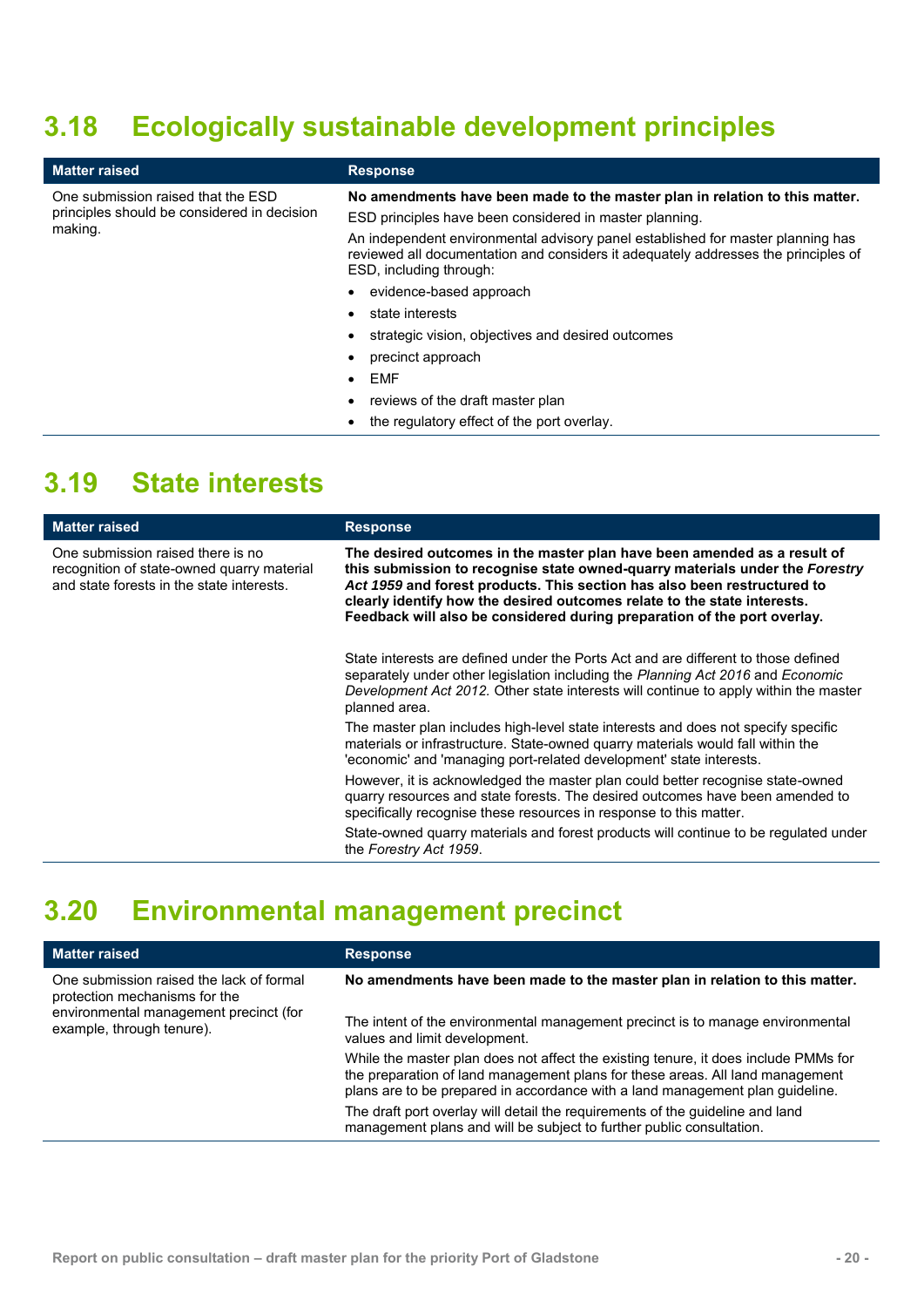## 3.18 Ecologically sustainable development principles

| Matter raised | Response |
|---|---|
| One submission raised that the ESD principles should be considered in decision making. | **No amendments have been made to the master plan in relation to this matter.**<br><br>ESD principles have been considered in master planning.<br><br>An independent environmental advisory panel established for master planning has reviewed all documentation and considers it adequately addresses the principles of ESD, including through:<br><br>• evidence-based approach<br>• state interests<br>• strategic vision, objectives and desired outcomes<br>• precinct approach<br>• EMF<br>• reviews of the draft master plan<br>• the regulatory effect of the port overlay. |

## 3.19 State interests

| Matter raised | Response |
|---|---|
| One submission raised there is no recognition of state-owned quarry material and state forests in the state interests. | **The desired outcomes in the master plan have been amended as a result of this submission to recognise state owned-quarry materials under the *Forestry Act 1959* and forest products. This section has also been restructured to clearly identify how the desired outcomes relate to the state interests. Feedback will also be considered during preparation of the port overlay.**<br><br>State interests are defined under the Ports Act and are different to those defined separately under other legislation including the *Planning Act 2016* and *Economic Development Act 2012.* Other state interests will continue to apply within the master planned area.<br><br>The master plan includes high-level state interests and does not specify specific materials or infrastructure. State-owned quarry materials would fall within the 'economic' and 'managing port-related development' state interests.<br><br>However, it is acknowledged the master plan could better recognise state-owned quarry resources and state forests. The desired outcomes have been amended to specifically recognise these resources in response to this matter.<br><br>State-owned quarry materials and forest products will continue to be regulated under the *Forestry Act 1959*. |

## 3.20 Environmental management precinct

| Matter raised | Response |
|---|---|
| One submission raised the lack of formal protection mechanisms for the environmental management precinct (for example, through tenure). | **No amendments have been made to the master plan in relation to this matter.**<br><br>The intent of the environmental management precinct is to manage environmental values and limit development.<br><br>While the master plan does not affect the existing tenure, it does include PMMs for the preparation of land management plans for these areas. All land management plans are to be prepared in accordance with a land management plan guideline.<br><br>The draft port overlay will detail the requirements of the guideline and land management plans and will be subject to further public consultation. |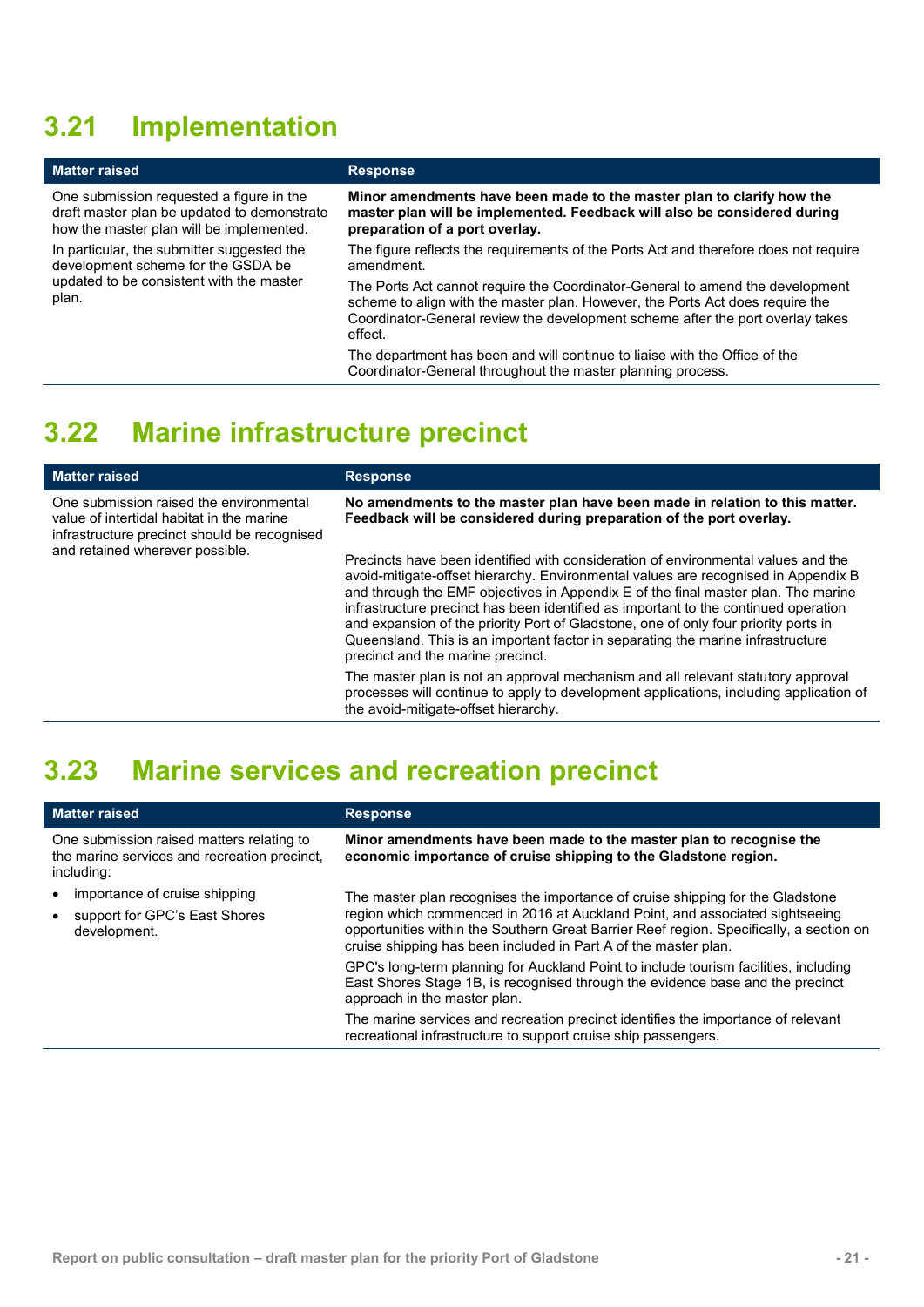## 3.21 Implementation

| Matter raised | Response |
|---|---|
| One submission requested a figure in the draft master plan be updated to demonstrate how the master plan will be implemented.<br><br>In particular, the submitter suggested the development scheme for the GSDA be updated to be consistent with the master plan. | **Minor amendments have been made to the master plan to clarify how the master plan will be implemented. Feedback will also be considered during preparation of a port overlay.**<br><br>The figure reflects the requirements of the Ports Act and therefore does not require amendment.<br><br>The Ports Act cannot require the Coordinator-General to amend the development scheme to align with the master plan. However, the Ports Act does require the Coordinator-General review the development scheme after the port overlay takes effect.<br><br>The department has been and will continue to liaise with the Office of the Coordinator-General throughout the master planning process. |

## 3.22 Marine infrastructure precinct

| Matter raised | Response |
|---|---|
| One submission raised the environmental value of intertidal habitat in the marine infrastructure precinct should be recognised and retained wherever possible. | **No amendments to the master plan have been made in relation to this matter. Feedback will be considered during preparation of the port overlay.**<br><br>Precincts have been identified with consideration of environmental values and the avoid-mitigate-offset hierarchy. Environmental values are recognised in Appendix B and through the EMF objectives in Appendix E of the final master plan. The marine infrastructure precinct has been identified as important to the continued operation and expansion of the priority Port of Gladstone, one of only four priority ports in Queensland. This is an important factor in separating the marine infrastructure precinct and the marine precinct.<br><br>The master plan is not an approval mechanism and all relevant statutory approval processes will continue to apply to development applications, including application of the avoid-mitigate-offset hierarchy. |

## 3.23 Marine services and recreation precinct

| Matter raised | Response |
|---|---|
| One submission raised matters relating to the marine services and recreation precinct, including:<br><br>• importance of cruise shipping<br>• support for GPC's East Shores development. | **Minor amendments have been made to the master plan to recognise the economic importance of cruise shipping to the Gladstone region.**<br><br>The master plan recognises the importance of cruise shipping for the Gladstone region which commenced in 2016 at Auckland Point, and associated sightseeing opportunities within the Southern Great Barrier Reef region. Specifically, a section on cruise shipping has been included in Part A of the master plan.<br><br>GPC's long-term planning for Auckland Point to include tourism facilities, including East Shores Stage 1B, is recognised through the evidence base and the precinct approach in the master plan.<br><br>The marine services and recreation precinct identifies the importance of relevant recreational infrastructure to support cruise ship passengers. |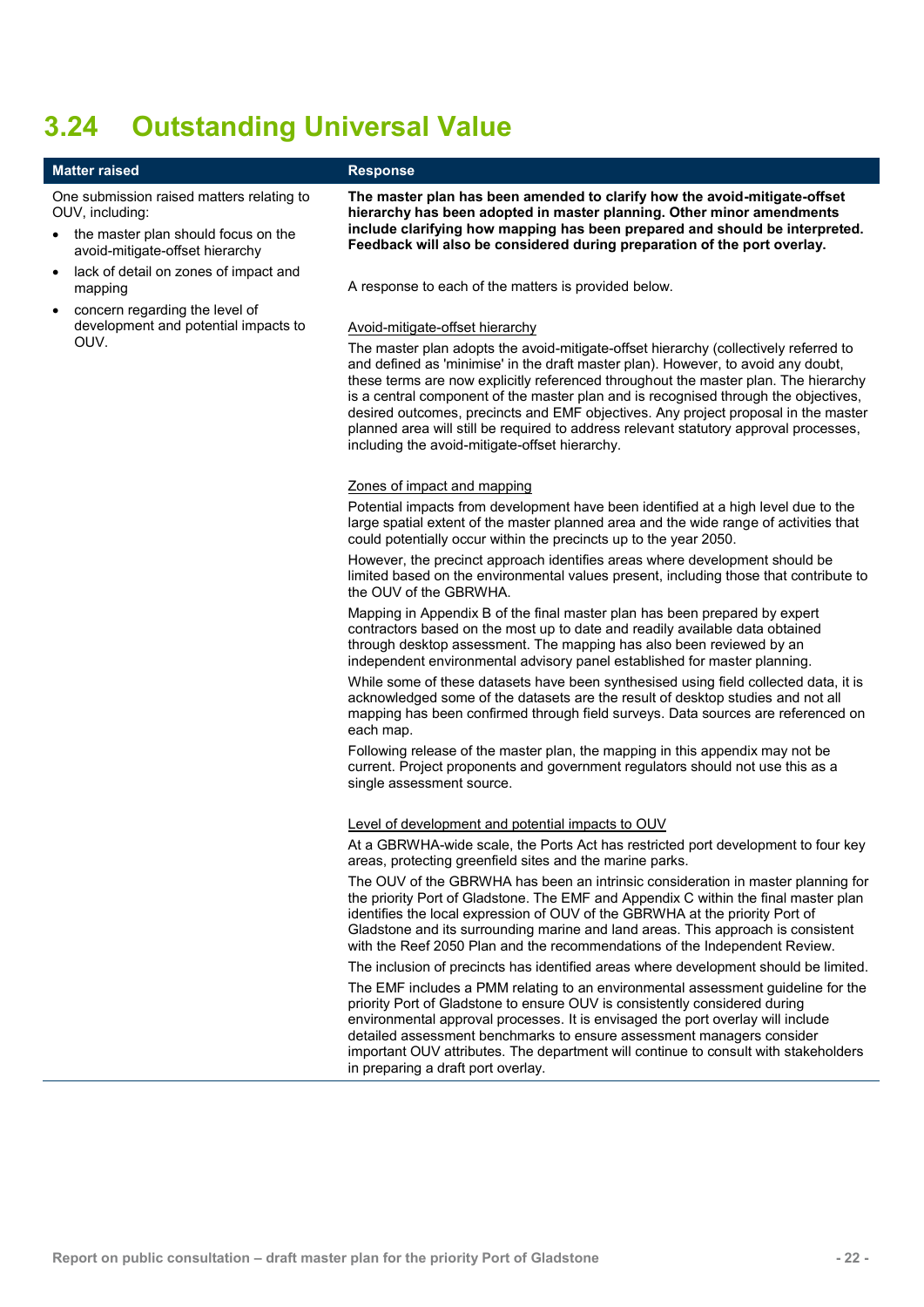# 3.24 Outstanding Universal Value

| Matter raised | Response |
|---|---|
| One submission raised matters relating to OUV, including:<br>• the master plan should focus on the avoid-mitigate-offset hierarchy<br>• lack of detail on zones of impact and mapping<br>• concern regarding the level of development and potential impacts to OUV. | **The master plan has been amended to clarify how the avoid-mitigate-offset hierarchy has been adopted in master planning. Other minor amendments include clarifying how mapping has been prepared and should be interpreted. Feedback will also be considered during preparation of the port overlay.**<br><br>A response to each of the matters is provided below.<br><br><u>Avoid-mitigate-offset hierarchy</u><br>The master plan adopts the avoid-mitigate-offset hierarchy (collectively referred to and defined as 'minimise' in the draft master plan). However, to avoid any doubt, these terms are now explicitly referenced throughout the master plan. The hierarchy is a central component of the master plan and is recognised through the objectives, desired outcomes, precincts and EMF objectives. Any project proposal in the master planned area will still be required to address relevant statutory approval processes, including the avoid-mitigate-offset hierarchy.<br><br><u>Zones of impact and mapping</u><br>Potential impacts from development have been identified at a high level due to the large spatial extent of the master planned area and the wide range of activities that could potentially occur within the precincts up to the year 2050.<br>However, the precinct approach identifies areas where development should be limited based on the environmental values present, including those that contribute to the OUV of the GBRWHA.<br>Mapping in Appendix B of the final master plan has been prepared by expert contractors based on the most up to date and readily available data obtained through desktop assessment. The mapping has also been reviewed by an independent environmental advisory panel established for master planning.<br>While some of these datasets have been synthesised using field collected data, it is acknowledged some of the datasets are the result of desktop studies and not all mapping has been confirmed through field surveys. Data sources are referenced on each map.<br>Following release of the master plan, the mapping in this appendix may not be current. Project proponents and government regulators should not use this as a single assessment source.<br><br><u>Level of development and potential impacts to OUV</u><br>At a GBRWHA-wide scale, the Ports Act has restricted port development to four key areas, protecting greenfield sites and the marine parks.<br>The OUV of the GBRWHA has been an intrinsic consideration in master planning for the priority Port of Gladstone. The EMF and Appendix C within the final master plan identifies the local expression of OUV of the GBRWHA at the priority Port of Gladstone and its surrounding marine and land areas. This approach is consistent with the Reef 2050 Plan and the recommendations of the Independent Review.<br>The inclusion of precincts has identified areas where development should be limited.<br>The EMF includes a PMM relating to an environmental assessment guideline for the priority Port of Gladstone to ensure OUV is consistently considered during environmental approval processes. It is envisaged the port overlay will include detailed assessment benchmarks to ensure assessment managers consider important OUV attributes. The department will continue to consult with stakeholders in preparing a draft port overlay. |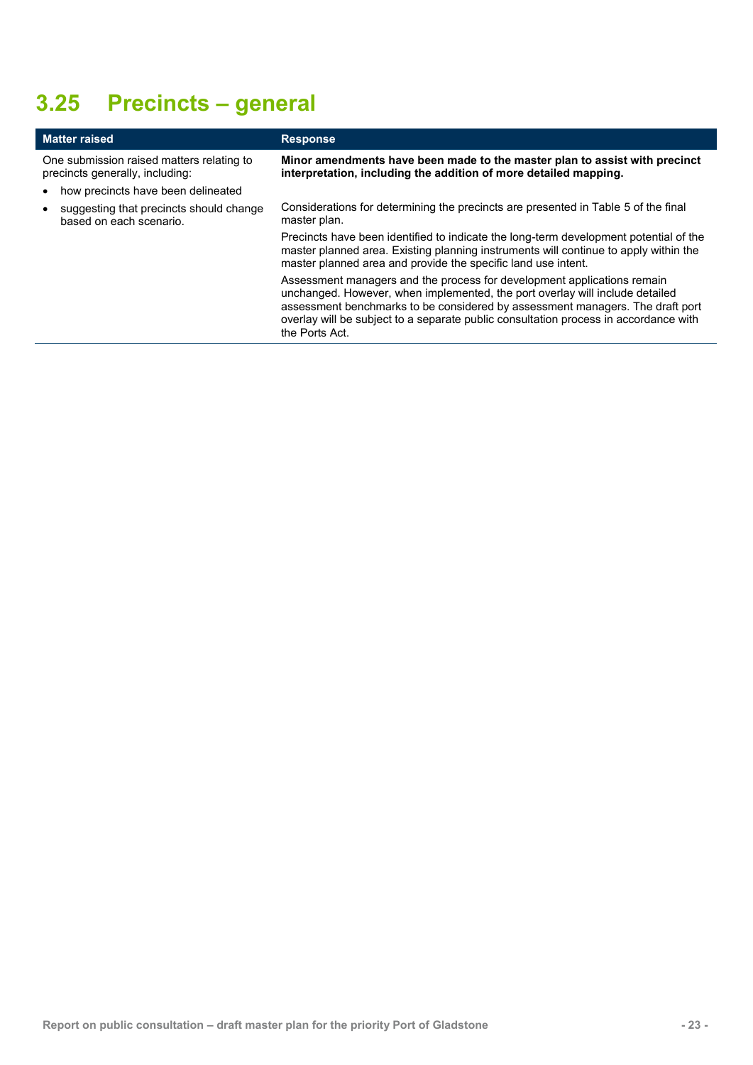## 3.25 Precincts – general

| Matter raised | Response |
|---|---|
| One submission raised matters relating to precincts generally, including:<br>• how precincts have been delineated<br>• suggesting that precincts should change based on each scenario. | **Minor amendments have been made to the master plan to assist with precinct interpretation, including the addition of more detailed mapping.**<br><br>Considerations for determining the precincts are presented in Table 5 of the final master plan.<br><br>Precincts have been identified to indicate the long-term development potential of the master planned area. Existing planning instruments will continue to apply within the master planned area and provide the specific land use intent.<br><br>Assessment managers and the process for development applications remain unchanged. However, when implemented, the port overlay will include detailed assessment benchmarks to be considered by assessment managers. The draft port overlay will be subject to a separate public consultation process in accordance with the Ports Act. |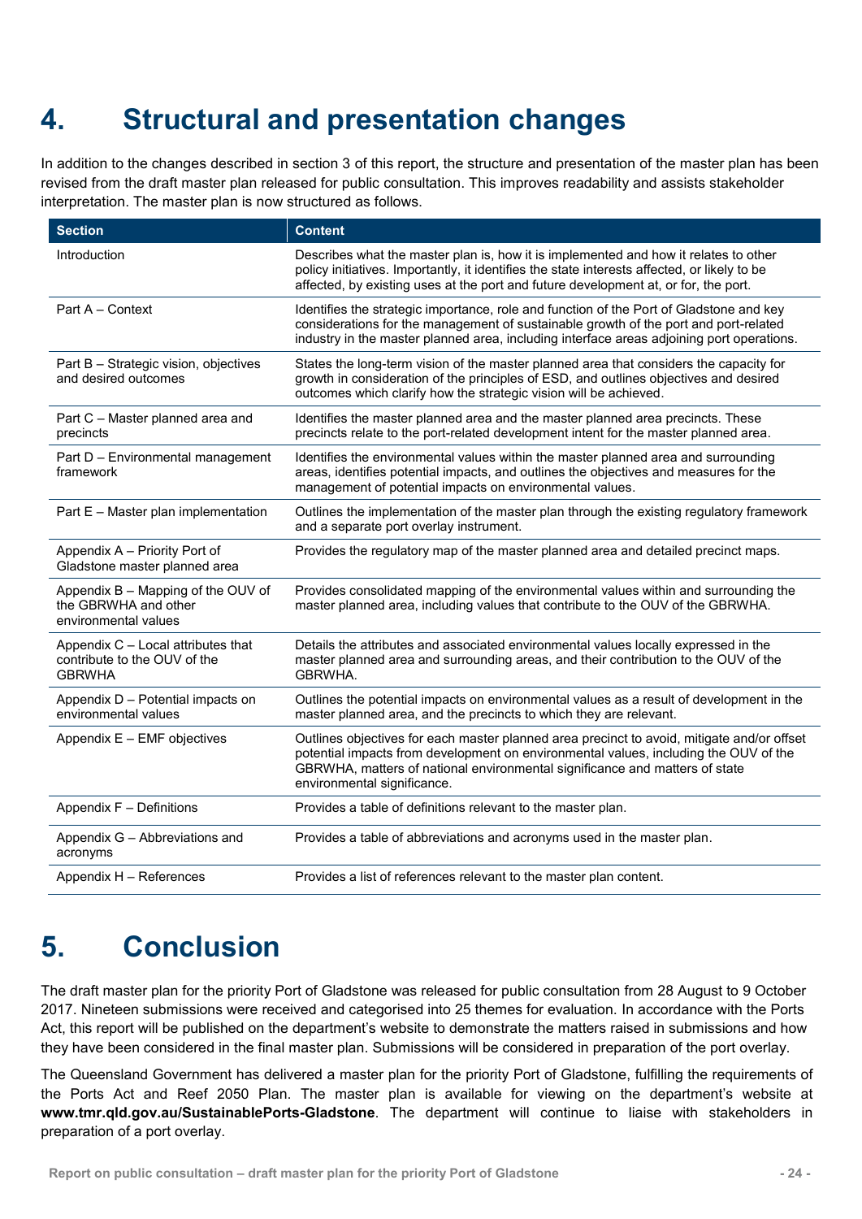# 4. Structural and presentation changes

In addition to the changes described in section 3 of this report, the structure and presentation of the master plan has been revised from the draft master plan released for public consultation. This improves readability and assists stakeholder interpretation. The master plan is now structured as follows.

| Section | Content |
|---|---|
| Introduction | Describes what the master plan is, how it is implemented and how it relates to other policy initiatives. Importantly, it identifies the state interests affected, or likely to be affected, by existing uses at the port and future development at, or for, the port. |
| Part A – Context | Identifies the strategic importance, role and function of the Port of Gladstone and key considerations for the management of sustainable growth of the port and port-related industry in the master planned area, including interface areas adjoining port operations. |
| Part B – Strategic vision, objectives and desired outcomes | States the long-term vision of the master planned area that considers the capacity for growth in consideration of the principles of ESD, and outlines objectives and desired outcomes which clarify how the strategic vision will be achieved. |
| Part C – Master planned area and precincts | Identifies the master planned area and the master planned area precincts. These precincts relate to the port-related development intent for the master planned area. |
| Part D – Environmental management framework | Identifies the environmental values within the master planned area and surrounding areas, identifies potential impacts, and outlines the objectives and measures for the management of potential impacts on environmental values. |
| Part E – Master plan implementation | Outlines the implementation of the master plan through the existing regulatory framework and a separate port overlay instrument. |
| Appendix A – Priority Port of Gladstone master planned area | Provides the regulatory map of the master planned area and detailed precinct maps. |
| Appendix B – Mapping of the OUV of the GBRWHA and other environmental values | Provides consolidated mapping of the environmental values within and surrounding the master planned area, including values that contribute to the OUV of the GBRWHA. |
| Appendix C – Local attributes that contribute to the OUV of the GBRWHA | Details the attributes and associated environmental values locally expressed in the master planned area and surrounding areas, and their contribution to the OUV of the GBRWHA. |
| Appendix D – Potential impacts on environmental values | Outlines the potential impacts on environmental values as a result of development in the master planned area, and the precincts to which they are relevant. |
| Appendix E – EMF objectives | Outlines objectives for each master planned area precinct to avoid, mitigate and/or offset potential impacts from development on environmental values, including the OUV of the GBRWHA, matters of national environmental significance and matters of state environmental significance. |
| Appendix F – Definitions | Provides a table of definitions relevant to the master plan. |
| Appendix G – Abbreviations and acronyms | Provides a table of abbreviations and acronyms used in the master plan. |
| Appendix H – References | Provides a list of references relevant to the master plan content. |

# 5. Conclusion

The draft master plan for the priority Port of Gladstone was released for public consultation from 28 August to 9 October 2017. Nineteen submissions were received and categorised into 25 themes for evaluation. In accordance with the Ports Act, this report will be published on the department's website to demonstrate the matters raised in submissions and how they have been considered in the final master plan. Submissions will be considered in preparation of the port overlay.

The Queensland Government has delivered a master plan for the priority Port of Gladstone, fulfilling the requirements of the Ports Act and Reef 2050 Plan. The master plan is available for viewing on the department's website at **www.tmr.qld.gov.au/SustainablePorts-Gladstone**. The department will continue to liaise with stakeholders in preparation of a port overlay.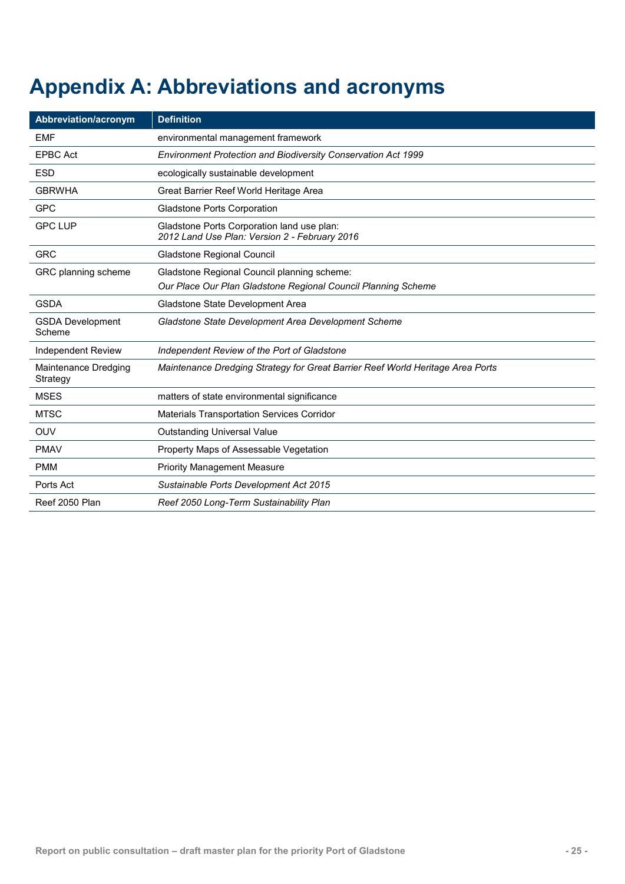# Appendix A: Abbreviations and acronyms

| Abbreviation/acronym | Definition |
|---|---|
| EMF | environmental management framework |
| EPBC Act | *Environment Protection and Biodiversity Conservation Act 1999* |
| ESD | ecologically sustainable development |
| GBRWHA | Great Barrier Reef World Heritage Area |
| GPC | Gladstone Ports Corporation |
| GPC LUP | Gladstone Ports Corporation land use plan: *2012 Land Use Plan: Version 2 - February 2016* |
| GRC | Gladstone Regional Council |
| GRC planning scheme | Gladstone Regional Council planning scheme: *Our Place Our Plan Gladstone Regional Council Planning Scheme* |
| GSDA | Gladstone State Development Area |
| GSDA Development Scheme | *Gladstone State Development Area Development Scheme* |
| Independent Review | *Independent Review of the Port of Gladstone* |
| Maintenance Dredging Strategy | *Maintenance Dredging Strategy for Great Barrier Reef World Heritage Area Ports* |
| MSES | matters of state environmental significance |
| MTSC | Materials Transportation Services Corridor |
| OUV | Outstanding Universal Value |
| PMAV | Property Maps of Assessable Vegetation |
| PMM | Priority Management Measure |
| Ports Act | *Sustainable Ports Development Act 2015* |
| Reef 2050 Plan | *Reef 2050 Long-Term Sustainability Plan* |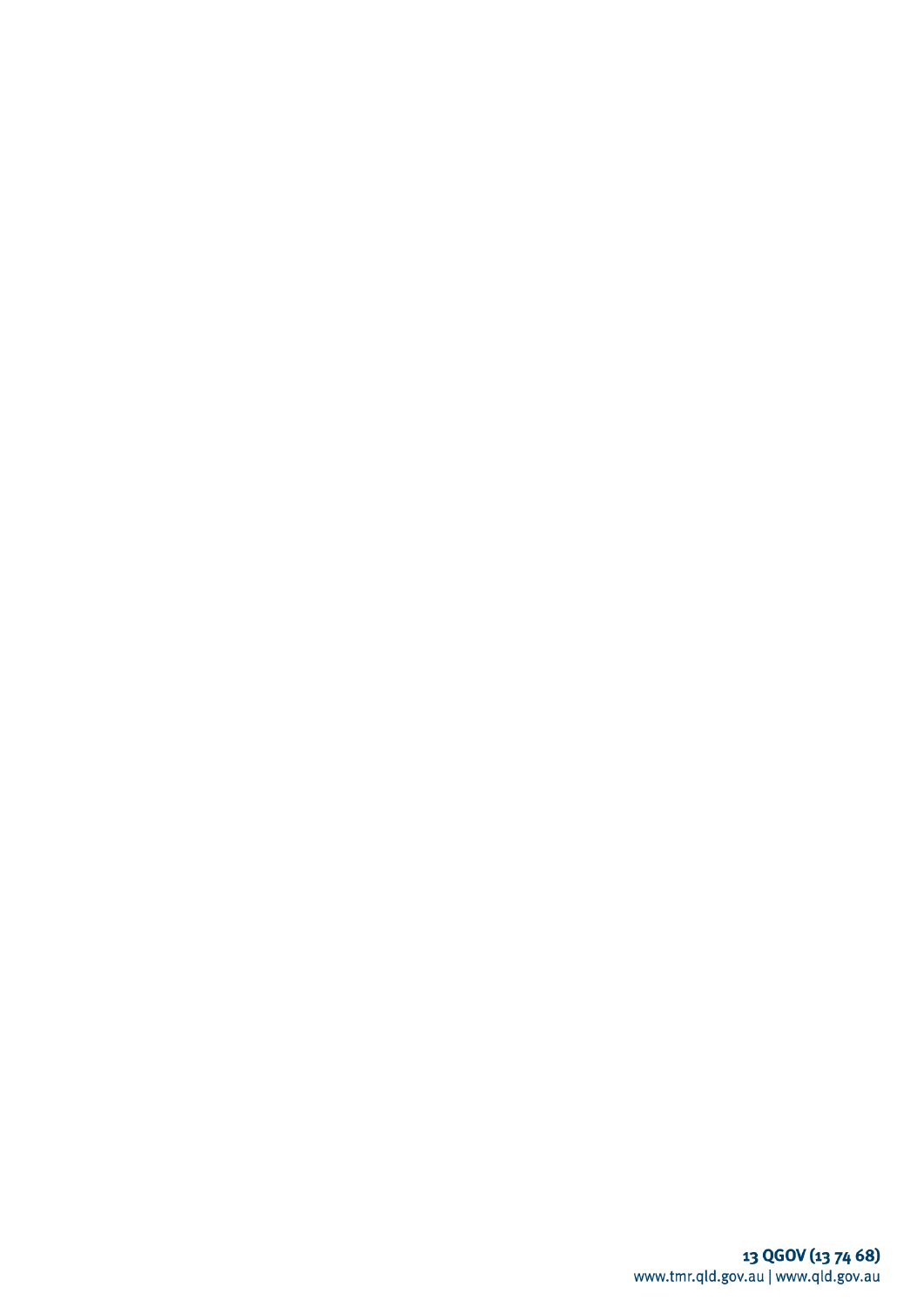**13 QGOV (13 74 68)**
www.tmr.qld.gov.au | www.qld.gov.au